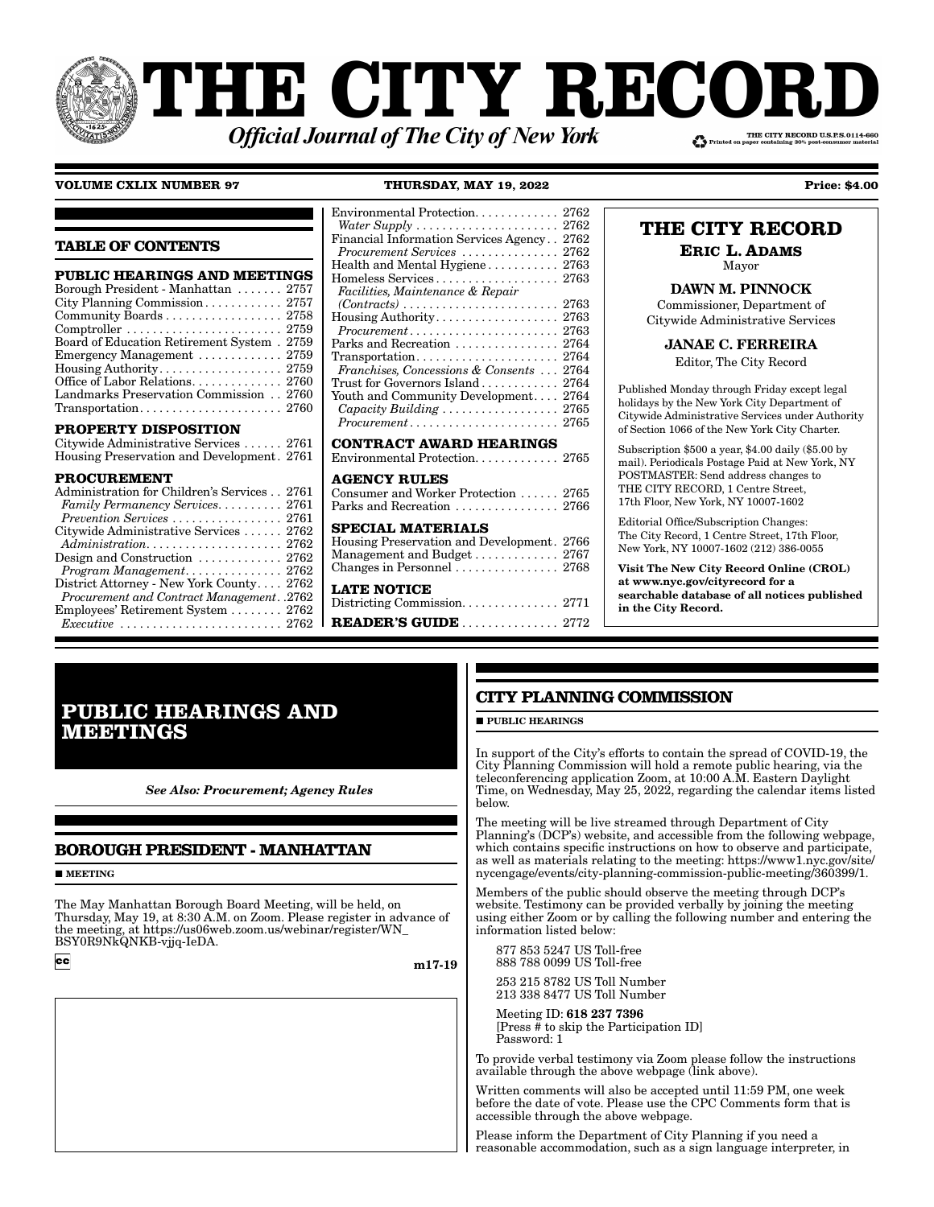# THE CITY RECORD

*Official Journal of The City of New York*

THE CITY RECORD U.S.P.S.0114-660
Printed on paper containing 30% post-consumer material

**VOLUME CXLIX NUMBER 97** **THURSDAY, MAY 19, 2022** **Price: $4.00**

## TABLE OF CONTENTS

**PUBLIC HEARINGS AND MEETINGS**

Borough President - Manhattan . . . . . . . 2757
City Planning Commission . . . . . . . . . . . . 2757
Community Boards . . . . . . . . . . . . . . . . . 2758
Comptroller . . . . . . . . . . . . . . . . . . . . . . . 2759
Board of Education Retirement System . 2759
Emergency Management . . . . . . . . . . . . 2759
Housing Authority . . . . . . . . . . . . . . . . . . 2759
Office of Labor Relations . . . . . . . . . . . . . 2760
Landmarks Preservation Commission . . 2760
Transportation . . . . . . . . . . . . . . . . . . . . . 2760

**PROPERTY DISPOSITION**

Citywide Administrative Services . . . . . . 2761
Housing Preservation and Development . 2761

**PROCUREMENT**

Administration for Children's Services . . 2761
*Family Permanency Services* . . . . . . . . . . 2761
*Prevention Services* . . . . . . . . . . . . . . . . 2761
Citywide Administrative Services . . . . . . 2762
*Administration* . . . . . . . . . . . . . . . . . . . . 2762
Design and Construction . . . . . . . . . . . . 2762
*Program Management* . . . . . . . . . . . . . . 2762
District Attorney - New York County . . . . 2762
*Procurement and Contract Management* . . 2762
Employees' Retirement System . . . . . . . . 2762
*Executive* . . . . . . . . . . . . . . . . . . . . . . . . 2762
Environmental Protection . . . . . . . . . . . . 2762
*Water Supply* . . . . . . . . . . . . . . . . . . . . . 2762
Financial Information Services Agency . . 2762
*Procurement Services* . . . . . . . . . . . . . . 2762
Health and Mental Hygiene . . . . . . . . . . . 2763
Homeless Services . . . . . . . . . . . . . . . . . . 2763
*Facilities, Maintenance & Repair (Contracts)* . . . . . . . . . . . . . . . . . . . . . . . 2763
Housing Authority . . . . . . . . . . . . . . . . . . 2763
*Procurement* . . . . . . . . . . . . . . . . . . . . . . 2763
Parks and Recreation . . . . . . . . . . . . . . . 2764
Transportation . . . . . . . . . . . . . . . . . . . . . 2764
*Franchises, Concessions & Consents* . . . 2764
Trust for Governors Island . . . . . . . . . . . 2764
Youth and Community Development . . . . 2764
*Capacity Building* . . . . . . . . . . . . . . . . . 2765
*Procurement* . . . . . . . . . . . . . . . . . . . . . . 2765

**CONTRACT AWARD HEARINGS**

Environmental Protection . . . . . . . . . . . . 2765

**AGENCY RULES**

Consumer and Worker Protection . . . . . . 2765
Parks and Recreation . . . . . . . . . . . . . . . 2766

**SPECIAL MATERIALS**

Housing Preservation and Development . 2766
Management and Budget . . . . . . . . . . . . 2767
Changes in Personnel . . . . . . . . . . . . . . . 2768

**LATE NOTICE**

Districting Commission . . . . . . . . . . . . . . 2771

**READER'S GUIDE** . . . . . . . . . . . . . . 2772

## THE CITY RECORD

**ERIC L. ADAMS**
Mayor

**DAWN M. PINNOCK**
Commissioner, Department of Citywide Administrative Services

**JANAE C. FERREIRA**
Editor, The City Record

Published Monday through Friday except legal holidays by the New York City Department of Citywide Administrative Services under Authority of Section 1066 of the New York City Charter.

Subscription $500 a year, $4.00 daily ($5.00 by mail). Periodicals Postage Paid at New York, NY POSTMASTER: Send address changes to THE CITY RECORD, 1 Centre Street, 17th Floor, New York, NY 10007-1602

Editorial Office/Subscription Changes: The City Record, 1 Centre Street, 17th Floor, New York, NY 10007-1602 (212) 386-0055

**Visit The New City Record Online (CROL) at www.nyc.gov/cityrecord for a searchable database of all notices published in the City Record.**

# PUBLIC HEARINGS AND MEETINGS

*See Also: Procurement; Agency Rules*

## BOROUGH PRESIDENT - MANHATTAN

■ **MEETING**

The May Manhattan Borough Board Meeting, will be held, on Thursday, May 19, at 8:30 A.M. on Zoom. Please register in advance of the meeting, at https://us06web.zoom.us/webinar/register/WN_BSY0R9NkQNKB-vjjq-IeDA.

cc

m17-19

## CITY PLANNING COMMISSION

■ **PUBLIC HEARINGS**

In support of the City's efforts to contain the spread of COVID-19, the City Planning Commission will hold a remote public hearing, via the teleconferencing application Zoom, at 10:00 A.M. Eastern Daylight Time, on Wednesday, May 25, 2022, regarding the calendar items listed below.

The meeting will be live streamed through Department of City Planning's (DCP's) website, and accessible from the following webpage, which contains specific instructions on how to observe and participate, as well as materials relating to the meeting: https://www1.nyc.gov/site/nycengage/events/city-planning-commission-public-meeting/360399/1.

Members of the public should observe the meeting through DCP's website. Testimony can be provided verbally by joining the meeting using either Zoom or by calling the following number and entering the information listed below:

877 853 5247 US Toll-free
888 788 0099 US Toll-free

253 215 8782 US Toll Number
213 338 8477 US Toll Number

Meeting ID: **618 237 7396**
[Press # to skip the Participation ID]
Password: 1

To provide verbal testimony via Zoom please follow the instructions available through the above webpage (link above).

Written comments will also be accepted until 11:59 PM, one week before the date of vote. Please use the CPC Comments form that is accessible through the above webpage.

Please inform the Department of City Planning if you need a reasonable accommodation, such as a sign language interpreter, in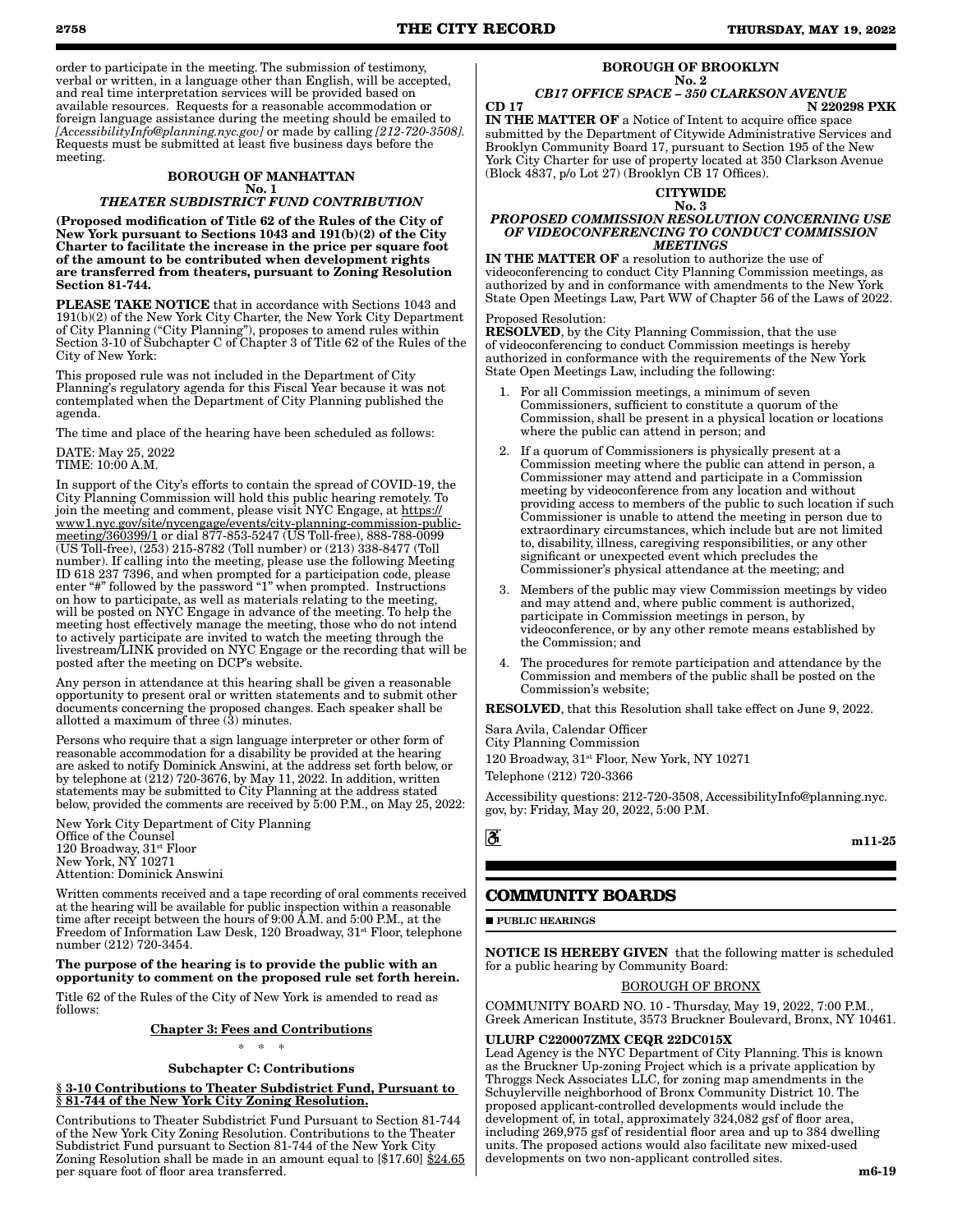order to participate in the meeting. The submission of testimony, verbal or written, in a language other than English, will be accepted, and real time interpretation services will be provided based on available resources. Requests for a reasonable accommodation or foreign language assistance during the meeting should be emailed to *[AccessibilityInfo@planning.nyc.gov]* or made by calling *[212-720-3508]*. Requests must be submitted at least five business days before the meeting.

**BOROUGH OF MANHATTAN**
**No. 1**
***THEATER SUBDISTRICT FUND CONTRIBUTION***

**(Proposed modification of Title 62 of the Rules of the City of New York pursuant to Sections 1043 and 191(b)(2) of the City Charter to facilitate the increase in the price per square foot of the amount to be contributed when development rights are transferred from theaters, pursuant to Zoning Resolution Section 81-744.**

**PLEASE TAKE NOTICE** that in accordance with Sections 1043 and 191(b)(2) of the New York City Charter, the New York City Department of City Planning ("City Planning"), proposes to amend rules within Section 3-10 of Subchapter C of Chapter 3 of Title 62 of the Rules of the City of New York:

This proposed rule was not included in the Department of City Planning's regulatory agenda for this Fiscal Year because it was not contemplated when the Department of City Planning published the agenda.

The time and place of the hearing have been scheduled as follows:

DATE: May 25, 2022
TIME: 10:00 A.M.

In support of the City's efforts to contain the spread of COVID-19, the City Planning Commission will hold this public hearing remotely. To join the meeting and comment, please visit NYC Engage, at https://www1.nyc.gov/site/nycengage/events/city-planning-commission-public-meeting/360399/1 or dial 877-853-5247 (US Toll-free), 888-788-0099 (US Toll-free), (253) 215-8782 (Toll number) or (213) 338-8477 (Toll number). If calling into the meeting, please use the following Meeting ID 618 237 7396, and when prompted for a participation code, please enter "#" followed by the password "1" when prompted. Instructions on how to participate, as well as materials relating to the meeting, will be posted on NYC Engage in advance of the meeting. To help the meeting host effectively manage the meeting, those who do not intend to actively participate are invited to watch the meeting through the livestream/LINK provided on NYC Engage or the recording that will be posted after the meeting on DCP's website.

Any person in attendance at this hearing shall be given a reasonable opportunity to present oral or written statements and to submit other documents concerning the proposed changes. Each speaker shall be allotted a maximum of three (3) minutes.

Persons who require that a sign language interpreter or other form of reasonable accommodation for a disability be provided at the hearing are asked to notify Dominick Answini, at the address set forth below, or by telephone at (212) 720-3676, by May 11, 2022. In addition, written statements may be submitted to City Planning at the address stated below, provided the comments are received by 5:00 P.M., on May 25, 2022:

New York City Department of City Planning
Office of the Counsel
120 Broadway, 31st Floor
New York, NY 10271
Attention: Dominick Answini

Written comments received and a tape recording of oral comments received at the hearing will be available for public inspection within a reasonable time after receipt between the hours of 9:00 A.M. and 5:00 P.M., at the Freedom of Information Law Desk, 120 Broadway, 31st Floor, telephone number (212) 720-3454.

**The purpose of the hearing is to provide the public with an opportunity to comment on the proposed rule set forth herein.**

Title 62 of the Rules of the City of New York is amended to read as follows:

**Chapter 3: Fees and Contributions**

\* \* \*

**Subchapter C: Contributions**

**§ 3-10 Contributions to Theater Subdistrict Fund, Pursuant to § 81-744 of the New York City Zoning Resolution.**

Contributions to Theater Subdistrict Fund Pursuant to Section 81-744 of the New York City Zoning Resolution. Contributions to the Theater Subdistrict Fund pursuant to Section 81-744 of the New York City Zoning Resolution shall be made in an amount equal to [$17.60] $24.65 per square foot of floor area transferred.

**BOROUGH OF BROOKLYN**
**No. 2**
***CB17 OFFICE SPACE – 350 CLARKSON AVENUE***
**CD 17 N 220298 PXK**

**IN THE MATTER OF** a Notice of Intent to acquire office space submitted by the Department of Citywide Administrative Services and Brooklyn Community Board 17, pursuant to Section 195 of the New York City Charter for use of property located at 350 Clarkson Avenue (Block 4837, p/o Lot 27) (Brooklyn CB 17 Offices).

**CITYWIDE**
**No. 3**
***PROPOSED COMMISSION RESOLUTION CONCERNING USE OF VIDEOCONFERENCING TO CONDUCT COMMISSION MEETINGS***

**IN THE MATTER OF** a resolution to authorize the use of videoconferencing to conduct City Planning Commission meetings, as authorized by and in conformance with amendments to the New York State Open Meetings Law, Part WW of Chapter 56 of the Laws of 2022.

Proposed Resolution:
**RESOLVED**, by the City Planning Commission, that the use of videoconferencing to conduct Commission meetings is hereby authorized in conformance with the requirements of the New York State Open Meetings Law, including the following:

1. For all Commission meetings, a minimum of seven Commissioners, sufficient to constitute a quorum of the Commission, shall be present in a physical location or locations where the public can attend in person; and
2. If a quorum of Commissioners is physically present at a Commission meeting where the public can attend in person, a Commissioner may attend and participate in a Commission meeting by videoconference from any location and without providing access to members of the public to such location if such Commissioner is unable to attend the meeting in person due to extraordinary circumstances, which include but are not limited to, disability, illness, caregiving responsibilities, or any other significant or unexpected event which precludes the Commissioner's physical attendance at the meeting; and
3. Members of the public may view Commission meetings by video and may attend and, where public comment is authorized, participate in Commission meetings in person, by videoconference, or by any other remote means established by the Commission; and
4. The procedures for remote participation and attendance by the Commission and members of the public shall be posted on the Commission's website;

**RESOLVED**, that this Resolution shall take effect on June 9, 2022.

Sara Avila, Calendar Officer
City Planning Commission
120 Broadway, 31st Floor, New York, NY 10271
Telephone (212) 720-3366

Accessibility questions: 212-720-3508, AccessibilityInfo@planning.nyc.gov, by: Friday, May 20, 2022, 5:00 P.M.

m11-25

## COMMUNITY BOARDS

**PUBLIC HEARINGS**

**NOTICE IS HEREBY GIVEN** that the following matter is scheduled for a public hearing by Community Board:

BOROUGH OF BRONX

COMMUNITY BOARD NO. 10 - Thursday, May 19, 2022, 7:00 P.M., Greek American Institute, 3573 Bruckner Boulevard, Bronx, NY 10461.

**ULURP C220007ZMX CEQR 22DC015X**
Lead Agency is the NYC Department of City Planning. This is known as the Bruckner Up-zoning Project which is a private application by Throggs Neck Associates LLC, for zoning map amendments in the Schuylerville neighborhood of Bronx Community District 10. The proposed applicant-controlled developments would include the development of, in total, approximately 324,082 gsf of floor area, including 269,975 gsf of residential floor area and up to 384 dwelling units. The proposed actions would also facilitate new mixed-used developments on two non-applicant controlled sites.

m6-19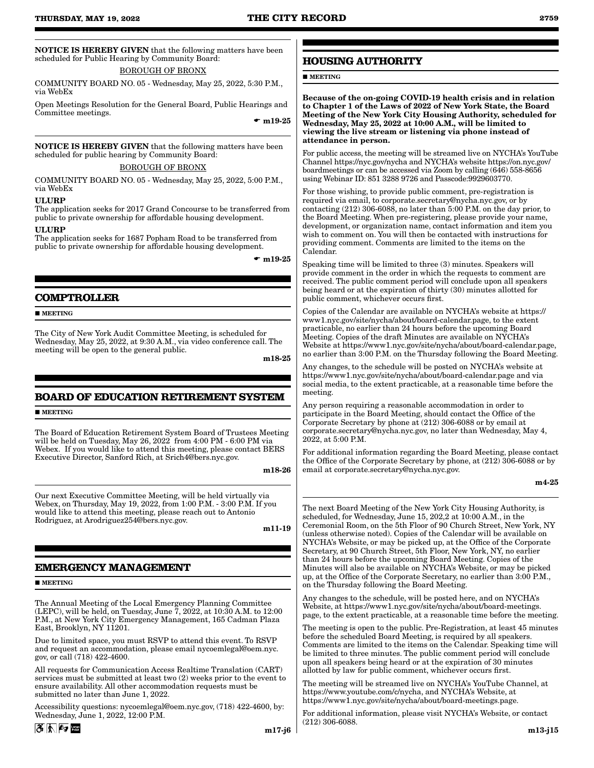**NOTICE IS HEREBY GIVEN** that the following matters have been scheduled for Public Hearing by Community Board:

BOROUGH OF BRONX

COMMUNITY BOARD NO. 05 - Wednesday, May 25, 2022, 5:30 P.M., via WebEx

Open Meetings Resolution for the General Board, Public Hearings and Committee meetings.

☛ **m19-25**

---

**NOTICE IS HEREBY GIVEN** that the following matters have been scheduled for public hearing by Community Board:

BOROUGH OF BRONX

COMMUNITY BOARD NO. 05 - Wednesday, May 25, 2022, 5:00 P.M., via WebEx

**ULURP**
The application seeks for 2017 Grand Concourse to be transferred from public to private ownership for affordable housing development.

**ULURP**
The application seeks for 1687 Popham Road to be transferred from public to private ownership for affordable housing development.

☛ **m19-25**

## COMPTROLLER

■ **MEETING**

The City of New York Audit Committee Meeting, is scheduled for Wednesday, May 25, 2022, at 9:30 A.M., via video conference call. The meeting will be open to the general public.

**m18-25**

## BOARD OF EDUCATION RETIREMENT SYSTEM

■ **MEETING**

The Board of Education Retirement System Board of Trustees Meeting will be held on Tuesday, May 26, 2022 from 4:00 PM - 6:00 PM via Webex. If you would like to attend this meeting, please contact BERS Executive Director, Sanford Rich, at Srich4@bers.nyc.gov.

**m18-26**

---

Our next Executive Committee Meeting, will be held virtually via Webex, on Thursday, May 19, 2022, from 1:00 P.M. - 3:00 P.M. If you would like to attend this meeting, please reach out to Antonio Rodriguez, at Arodriguez254@bers.nyc.gov.

**m11-19**

## EMERGENCY MANAGEMENT

■ **MEETING**

The Annual Meeting of the Local Emergency Planning Committee (LEPC), will be held, on Tuesday, June 7, 2022, at 10:30 A.M. to 12:00 P.M., at New York City Emergency Management, 165 Cadman Plaza East, Brooklyn, NY 11201.

Due to limited space, you must RSVP to attend this event. To RSVP and request an accommodation, please email nycoemlegal@oem.nyc.gov, or call (718) 422-4600.

All requests for Communication Access Realtime Translation (CART) services must be submitted at least two (2) weeks prior to the event to ensure availability. All other accommodation requests must be submitted no later than June 1, 2022.

Accessibility questions: nycoemlegal@oem.nyc.gov, (718) 422-4600, by: Wednesday, June 1, 2022, 12:00 P.M.

**m17-j6**

## HOUSING AUTHORITY

■ **MEETING**

**Because of the on-going COVID-19 health crisis and in relation to Chapter 1 of the Laws of 2022 of New York State, the Board Meeting of the New York City Housing Authority, scheduled for Wednesday, May 25, 2022 at 10:00 A.M., will be limited to viewing the live stream or listening via phone instead of attendance in person.**

For public access, the meeting will be streamed live on NYCHA's YouTube Channel https://nyc.gov/nycha and NYCHA's website https://on.nyc.gov/boardmeetings or can be accessed via Zoom by calling (646) 558-8656 using Webinar ID: 851 3288 9726 and Passcode:9929603770.

For those wishing, to provide public comment, pre-registration is required via email, to corporate.secretary@nycha.nyc.gov, or by contacting (212) 306-6088, no later than 5:00 P.M. on the day prior, to the Board Meeting. When pre-registering, please provide your name, development, or organization name, contact information and item you wish to comment on. You will then be contacted with instructions for providing comment. Comments are limited to the items on the Calendar.

Speaking time will be limited to three (3) minutes. Speakers will provide comment in the order in which the requests to comment are received. The public comment period will conclude upon all speakers being heard or at the expiration of thirty (30) minutes allotted for public comment, whichever occurs first.

Copies of the Calendar are available on NYCHA's website at https://www1.nyc.gov/site/nycha/about/board-calendar.page, to the extent practicable, no earlier than 24 hours before the upcoming Board Meeting. Copies of the draft Minutes are available on NYCHA's Website at https://www1.nyc.gov/site/nycha/about/board-calendar.page, no earlier than 3:00 P.M. on the Thursday following the Board Meeting.

Any changes, to the schedule will be posted on NYCHA's website at https://www1.nyc.gov/site/nycha/about/board-calendar.page and via social media, to the extent practicable, at a reasonable time before the meeting.

Any person requiring a reasonable accommodation in order to participate in the Board Meeting, should contact the Office of the Corporate Secretary by phone at (212) 306-6088 or by email at corporate.secretary@nycha.nyc.gov, no later than Wednesday, May 4, 2022, at 5:00 P.M.

For additional information regarding the Board Meeting, please contact the Office of the Corporate Secretary by phone, at (212) 306-6088 or by email at corporate.secretary@nycha.nyc.gov.

**m4-25**

---

The next Board Meeting of the New York City Housing Authority, is scheduled, for Wednesday, June 15, 202,2 at 10:00 A.M., in the Ceremonial Room, on the 5th Floor of 90 Church Street, New York, NY (unless otherwise noted). Copies of the Calendar will be available on NYCHA's Website, or may be picked up, at the Office of the Corporate Secretary, at 90 Church Street, 5th Floor, New York, NY, no earlier than 24 hours before the upcoming Board Meeting. Copies of the Minutes will also be available on NYCHA's Website, or may be picked up, at the Office of the Corporate Secretary, no earlier than 3:00 P.M., on the Thursday following the Board Meeting.

Any changes to the schedule, will be posted here, and on NYCHA's Website, at https://www1.nyc.gov/site/nycha/about/board-meetings.page, to the extent practicable, at a reasonable time before the meeting.

The meeting is open to the public. Pre-Registration, at least 45 minutes before the scheduled Board Meeting, is required by all speakers. Comments are limited to the items on the Calendar. Speaking time will be limited to three minutes. The public comment period will conclude upon all speakers being heard or at the expiration of 30 minutes allotted by law for public comment, whichever occurs first.

The meeting will be streamed live on NYCHA's YouTube Channel, at https://www.youtube.com/c/nycha, and NYCHA's Website, at https://www1.nyc.gov/site/nycha/about/board-meetings.page.

For additional information, please visit NYCHA's Website, or contact (212) 306-6088.

**m13-j15**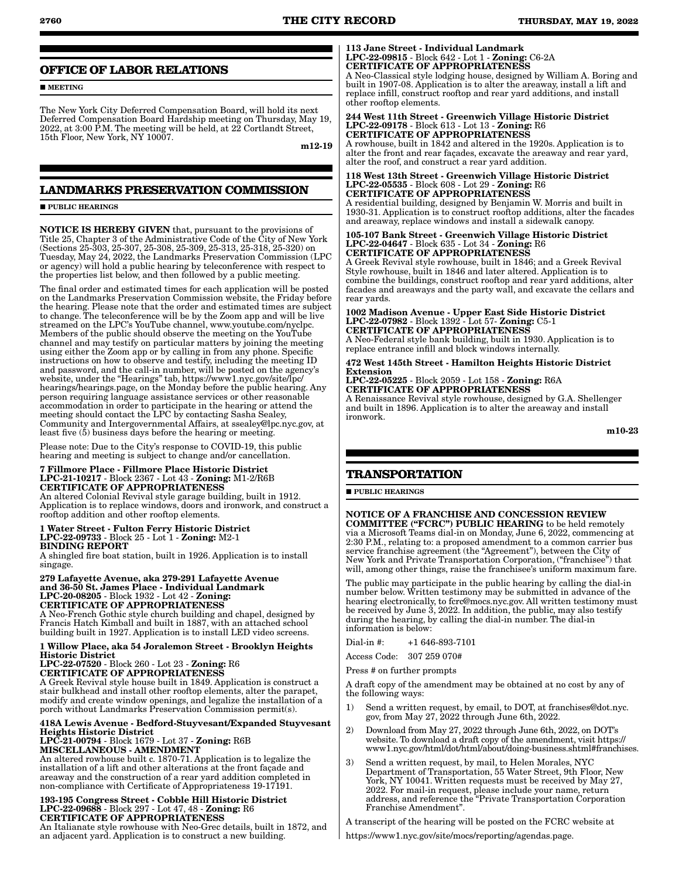## OFFICE OF LABOR RELATIONS

■ **MEETING**

The New York City Deferred Compensation Board, will hold its next Deferred Compensation Board Hardship meeting on Thursday, May 19, 2022, at 3:00 P.M. The meeting will be held, at 22 Cortlandt Street, 15th Floor, New York, NY 10007.

m12-19

## LANDMARKS PRESERVATION COMMISSION

■ **PUBLIC HEARINGS**

**NOTICE IS HEREBY GIVEN** that, pursuant to the provisions of Title 25, Chapter 3 of the Administrative Code of the City of New York (Sections 25-303, 25-307, 25-308, 25-309, 25-313, 25-318, 25-320) on Tuesday, May 24, 2022, the Landmarks Preservation Commission (LPC or agency) will hold a public hearing by teleconference with respect to the properties list below, and then followed by a public meeting.

The final order and estimated times for each application will be posted on the Landmarks Preservation Commission website, the Friday before the hearing. Please note that the order and estimated times are subject to change. The teleconference will be by the Zoom app and will be live streamed on the LPC's YouTube channel, www.youtube.com/nyclpc. Members of the public should observe the meeting on the YouTube channel and may testify on particular matters by joining the meeting using either the Zoom app or by calling in from any phone. Specific instructions on how to observe and testify, including the meeting ID and password, and the call-in number, will be posted on the agency's website, under the "Hearings" tab, https://www1.nyc.gov/site/lpc/hearings/hearings.page, on the Monday before the public hearing. Any person requiring language assistance services or other reasonable accommodation in order to participate in the hearing or attend the meeting should contact the LPC by contacting Sasha Sealey, Community and Intergovernmental Affairs, at ssealey@lpc.nyc.gov, at least five (5) business days before the hearing or meeting.

Please note: Due to the City's response to COVID-19, this public hearing and meeting is subject to change and/or cancellation.

**7 Fillmore Place - Fillmore Place Historic District**
**LPC-21-10217** - Block 2367 - Lot 43 - **Zoning:** M1-2/R6B
**CERTIFICATE OF APPROPRIATENESS**
An altered Colonial Revival style garage building, built in 1912. Application is to replace windows, doors and ironwork, and construct a rooftop addition and other rooftop elements.

**1 Water Street - Fulton Ferry Historic District**
**LPC-22-09733** - Block 25 - Lot 1 - **Zoning:** M2-1
**BINDING REPORT**
A shingled fire boat station, built in 1926. Application is to install singage.

**279 Lafayette Avenue, aka 279-291 Lafayette Avenue and 36-50 St. James Place - Individual Landmark**
**LPC-20-08205** - Block 1932 - Lot 42 - **Zoning:**
**CERTIFICATE OF APPROPRIATENESS**
A Neo-French Gothic style church building and chapel, designed by Francis Hatch Kimball and built in 1887, with an attached school building built in 1927. Application is to install LED video screens.

**1 Willow Place, aka 54 Joralemon Street - Brooklyn Heights Historic District**
**LPC-22-07520** - Block 260 - Lot 23 - **Zoning:** R6
**CERTIFICATE OF APPROPRIATENESS**
A Greek Revival style house built in 1849. Application is construct a stair bulkhead and install other rooftop elements, alter the parapet, modify and create window openings, and legalize the installation of a porch without Landmarks Preservation Commission permit(s).

**418A Lewis Avenue - Bedford-Stuyvesant/Expanded Stuyvesant Heights Historic District**
**LPC-21-00794** - Block 1679 - Lot 37 - **Zoning:** R6B
**MISCELLANEOUS - AMENDMENT**
An altered rowhouse built c. 1870-71. Application is to legalize the installation of a lift and other alterations at the front façade and areaway and the construction of a rear yard addition completed in non-compliance with Certificate of Appropriateness 19-17191.

**193-195 Congress Street - Cobble Hill Historic District**
**LPC-22-09688** - Block 297 - Lot 47, 48 - **Zoning:** R6
**CERTIFICATE OF APPROPRIATENESS**
An Italianate style rowhouse with Neo-Grec details, built in 1872, and an adjacent yard. Application is to construct a new building.

**113 Jane Street - Individual Landmark**
**LPC-22-09815** - Block 642 - Lot 1 - **Zoning:** C6-2A
**CERTIFICATE OF APPROPRIATENESS**
A Neo-Classical style lodging house, designed by William A. Boring and built in 1907-08. Application is to alter the areaway, install a lift and replace infill, construct rooftop and rear yard additions, and install other rooftop elements.

**244 West 11th Street - Greenwich Village Historic District**
**LPC-22-09178** - Block 613 - Lot 13 - **Zoning:** R6
**CERTIFICATE OF APPROPRIATENESS**
A rowhouse, built in 1842 and altered in the 1920s. Application is to alter the front and rear façades, excavate the areaway and rear yard, alter the roof, and construct a rear yard addition.

**118 West 13th Street - Greenwich Village Historic District**
**LPC-22-05535** - Block 608 - Lot 29 - **Zoning:** R6
**CERTIFICATE OF APPROPRIATENESS**
A residential building, designed by Benjamin W. Morris and built in 1930-31. Application is to construct rooftop additions, alter the facades and areaway, replace windows and install a sidewalk canopy.

**105-107 Bank Street - Greenwich Village Historic District**
**LPC-22-04647** - Block 635 - Lot 34 - **Zoning:** R6
**CERTIFICATE OF APPROPRIATENESS**
A Greek Revival style rowhouse, built in 1846; and a Greek Revival Style rowhouse, built in 1846 and later altered. Application is to combine the buildings, construct rooftop and rear yard additions, alter facades and areaways and the party wall, and excavate the cellars and rear yards.

**1002 Madison Avenue - Upper East Side Historic District**
**LPC-22-07982** - Block 1392 - Lot 57- **Zoning:** C5-1
**CERTIFICATE OF APPROPRIATENESS**
A Neo-Federal style bank building, built in 1930. Application is to replace entrance infill and block windows internally.

**472 West 145th Street - Hamilton Heights Historic District Extension**
**LPC-22-05225** - Block 2059 - Lot 158 - **Zoning:** R6A
**CERTIFICATE OF APPROPRIATENESS**
A Renaissance Revival style rowhouse, designed by G.A. Shellenger and built in 1896. Application is to alter the areaway and install ironwork.

m10-23

## TRANSPORTATION

■ **PUBLIC HEARINGS**

**NOTICE OF A FRANCHISE AND CONCESSION REVIEW COMMITTEE ("FCRC") PUBLIC HEARING** to be held remotely via a Microsoft Teams dial-in on Monday, June 6, 2022, commencing at 2:30 P.M., relating to: a proposed amendment to a common carrier bus service franchise agreement (the "Agreement"), between the City of New York and Private Transportation Corporation, ("franchisee") that will, among other things, raise the franchisee's uniform maximum fare.

The public may participate in the public hearing by calling the dial-in number below. Written testimony may be submitted in advance of the hearing electronically, to fcrc@mocs.nyc.gov. All written testimony must be received by June 3, 2022. In addition, the public, may also testify during the hearing, by calling the dial-in number. The dial-in information is below:

Dial-in #: +1 646-893-7101

Access Code: 307 259 070#

Press # on further prompts

A draft copy of the amendment may be obtained at no cost by any of the following ways:

1) Send a written request, by email, to DOT, at franchises@dot.nyc.gov, from May 27, 2022 through June 6th, 2022.
2) Download from May 27, 2022 through June 6th, 2022, on DOT's website. To download a draft copy of the amendment, visit https://www1.nyc.gov/html/dot/html/about/doing-business.shtml#franchises.
3) Send a written request, by mail, to Helen Morales, NYC Department of Transportation, 55 Water Street, 9th Floor, New York, NY 10041. Written requests must be received by May 27, 2022. For mail-in request, please include your name, return address, and reference the "Private Transportation Corporation Franchise Amendment".

A transcript of the hearing will be posted on the FCRC website at

https://www1.nyc.gov/site/mocs/reporting/agendas.page.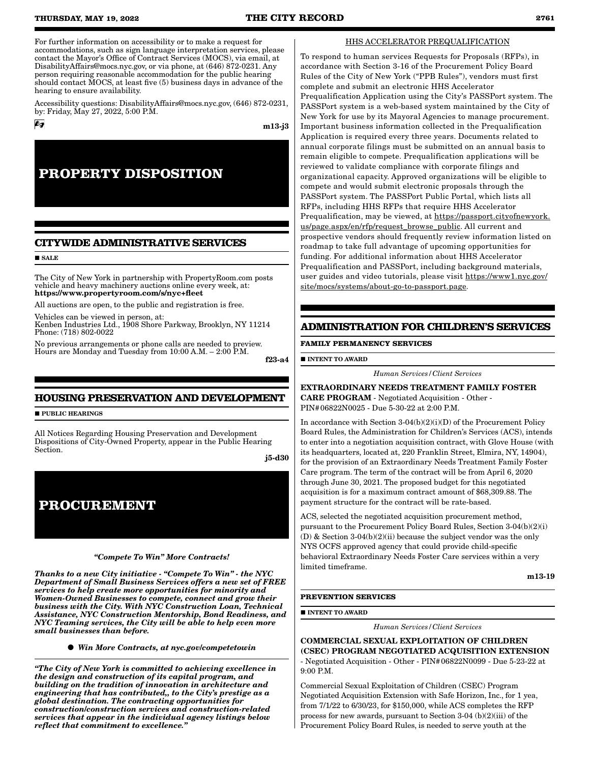For further information on accessibility or to make a request for accommodations, such as sign language interpretation services, please contact the Mayor's Office of Contract Services (MOCS), via email, at DisabilityAffairs@mocs.nyc.gov, or via phone, at (646) 872-0231. Any person requiring reasonable accommodation for the public hearing should contact MOCS, at least five (5) business days in advance of the hearing to ensure availability.

Accessibility questions: DisabilityAffairs@mocs.nyc.gov, (646) 872-0231, by: Friday, May 27, 2022, 5:00 P.M.

m13-j3

# PROPERTY DISPOSITION

## CITYWIDE ADMINISTRATIVE SERVICES

■ SALE

The City of New York in partnership with PropertyRoom.com posts vehicle and heavy machinery auctions online every week, at: **https://www.propertyroom.com/s/nyc+fleet**

All auctions are open, to the public and registration is free.

Vehicles can be viewed in person, at:
Kenben Industries Ltd., 1908 Shore Parkway, Brooklyn, NY 11214
Phone: (718) 802-0022

No previous arrangements or phone calls are needed to preview. Hours are Monday and Tuesday from 10:00 A.M. – 2:00 P.M.

f23-a4

## HOUSING PRESERVATION AND DEVELOPMENT

■ PUBLIC HEARINGS

All Notices Regarding Housing Preservation and Development Dispositions of City-Owned Property, appear in the Public Hearing Section.

j5-d30

# PROCUREMENT

***"Compete To Win" More Contracts!***

***Thanks to a new City initiative - "Compete To Win" - the NYC Department of Small Business Services offers a new set of FREE services to help create more opportunities for minority and Women-Owned Businesses to compete, connect and grow their business with the City. With NYC Construction Loan, Technical Assistance, NYC Construction Mentorship, Bond Readiness, and NYC Teaming services, the City will be able to help even more small businesses than before.***

- ***Win More Contracts, at nyc.gov/competetowin***

***"The City of New York is committed to achieving excellence in the design and construction of its capital program, and building on the tradition of innovation in architecture and engineering that has contributed,, to the City's prestige as a global destination. The contracting opportunities for construction/construction services and construction-related services that appear in the individual agency listings below reflect that commitment to excellence."***

HHS ACCELERATOR PREQUALIFICATION

To respond to human services Requests for Proposals (RFPs), in accordance with Section 3-16 of the Procurement Policy Board Rules of the City of New York ("PPB Rules"), vendors must first complete and submit an electronic HHS Accelerator Prequalification Application using the City's PASSPort system. The PASSPort system is a web-based system maintained by the City of New York for use by its Mayoral Agencies to manage procurement. Important business information collected in the Prequalification Application is required every three years. Documents related to annual corporate filings must be submitted on an annual basis to remain eligible to compete. Prequalification applications will be reviewed to validate compliance with corporate filings and organizational capacity. Approved organizations will be eligible to compete and would submit electronic proposals through the PASSPort system. The PASSPort Public Portal, which lists all RFPs, including HHS RFPs that require HHS Accelerator Prequalification, may be viewed, at https://passport.cityofnewyork.us/page.aspx/en/rfp/request_browse_public. All current and prospective vendors should frequently review information listed on roadmap to take full advantage of upcoming opportunities for funding. For additional information about HHS Accelerator Prequalification and PASSPort, including background materials, user guides and video tutorials, please visit https://www1.nyc.gov/site/mocs/systems/about-go-to-passport.page.

## ADMINISTRATION FOR CHILDREN'S SERVICES

### FAMILY PERMANENCY SERVICES

■ INTENT TO AWARD

*Human Services/Client Services*

**EXTRAORDINARY NEEDS TREATMENT FAMILY FOSTER CARE PROGRAM** - Negotiated Acquisition - Other - PIN#06822N0025 - Due 5-30-22 at 2:00 P.M.

In accordance with Section 3-04(b)(2)(i)(D) of the Procurement Policy Board Rules, the Administration for Children's Services (ACS), intends to enter into a negotiation acquisition contract, with Glove House (with its headquarters, located at, 220 Franklin Street, Elmira, NY, 14904), for the provision of an Extraordinary Needs Treatment Family Foster Care program. The term of the contract will be from April 6, 2020 through June 30, 2021. The proposed budget for this negotiated acquisition is for a maximum contract amount of $68,309.88. The payment structure for the contract will be rate-based.

ACS, selected the negotiated acquisition procurement method, pursuant to the Procurement Policy Board Rules, Section 3-04(b)(2)(i)(D) & Section 3-04(b)(2)(ii) because the subject vendor was the only NYS OCFS approved agency that could provide child-specific behavioral Extraordinary Needs Foster Care services within a very limited timeframe.

m13-19

### PREVENTION SERVICES

■ INTENT TO AWARD

*Human Services/Client Services*

**COMMERCIAL SEXUAL EXPLOITATION OF CHILDREN (CSEC) PROGRAM NEGOTIATED ACQUISITION EXTENSION** - Negotiated Acquisition - Other - PIN#06822N0099 - Due 5-23-22 at 9:00 P.M.

Commercial Sexual Exploitation of Children (CSEC) Program Negotiated Acquisition Extension with Safe Horizon, Inc., for 1 yea, from 7/1/22 to 6/30/23, for $150,000, while ACS completes the RFP process for new awards, pursuant to Section 3-04 (b)(2)(iii) of the Procurement Policy Board Rules, is needed to serve youth at the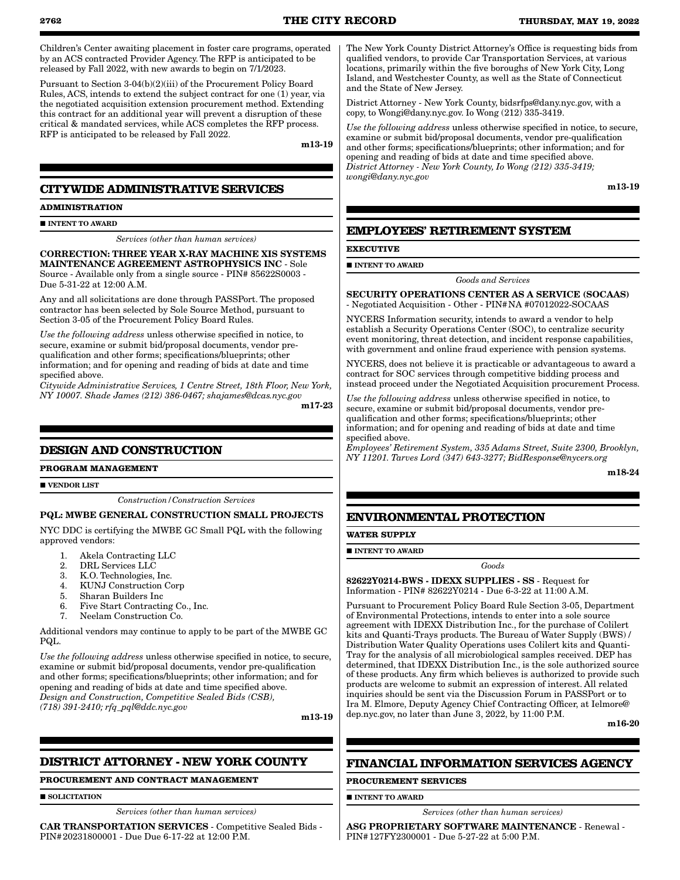Children's Center awaiting placement in foster care programs, operated by an ACS contracted Provider Agency. The RFP is anticipated to be released by Fall 2022, with new awards to begin on 7/1/2023.

Pursuant to Section 3-04(b)(2)(iii) of the Procurement Policy Board Rules, ACS, intends to extend the subject contract for one (1) year, via the negotiated acquisition extension procurement method. Extending this contract for an additional year will prevent a disruption of these critical & mandated services, while ACS completes the RFP process. RFP is anticipated to be released by Fall 2022.

**m13-19**

## CITYWIDE ADMINISTRATIVE SERVICES

**ADMINISTRATION**

■ **INTENT TO AWARD**

*Services (other than human services)*

**CORRECTION: THREE YEAR X-RAY MACHINE XIS SYSTEMS MAINTENANCE AGREEMENT ASTROPHYSICS INC** - Sole Source - Available only from a single source - PIN# 85622S0003 - Due 5-31-22 at 12:00 A.M.

Any and all solicitations are done through PASSPort. The proposed contractor has been selected by Sole Source Method, pursuant to Section 3-05 of the Procurement Policy Board Rules.

*Use the following address* unless otherwise specified in notice, to secure, examine or submit bid/proposal documents, vendor pre-qualification and other forms; specifications/blueprints; other information; and for opening and reading of bids at date and time specified above.
*Citywide Administrative Services, 1 Centre Street, 18th Floor, New York, NY 10007. Shade James (212) 386-0467; shajames@dcas.nyc.gov*

**m17-23**

## DESIGN AND CONSTRUCTION

**PROGRAM MANAGEMENT**

■ **VENDOR LIST**

*Construction/Construction Services*

**PQL: MWBE GENERAL CONSTRUCTION SMALL PROJECTS**

NYC DDC is certifying the MWBE GC Small PQL with the following approved vendors:

1. Akela Contracting LLC
2. DRL Services LLC
3. K.O. Technologies, Inc.
4. KUNJ Construction Corp
5. Sharan Builders Inc
6. Five Start Contracting Co., Inc.
7. Neelam Construction Co.

Additional vendors may continue to apply to be part of the MWBE GC PQL.

*Use the following address* unless otherwise specified in notice, to secure, examine or submit bid/proposal documents, vendor pre-qualification and other forms; specifications/blueprints; other information; and for opening and reading of bids at date and time specified above.
*Design and Construction, Competitive Sealed Bids (CSB), (718) 391-2410; rfq_pql@ddc.nyc.gov*

**m13-19**

## DISTRICT ATTORNEY - NEW YORK COUNTY

**PROCUREMENT AND CONTRACT MANAGEMENT**

■ **SOLICITATION**

*Services (other than human services)*

**CAR TRANSPORTATION SERVICES** - Competitive Sealed Bids - PIN#20231800001 - Due Due 6-17-22 at 12:00 P.M.

The New York County District Attorney's Office is requesting bids from qualified vendors, to provide Car Transportation Services, at various locations, primarily within the five boroughs of New York City, Long Island, and Westchester County, as well as the State of Connecticut and the State of New Jersey.

District Attorney - New York County, bidsrfps@dany.nyc.gov, with a copy, to Wongi@dany.nyc.gov. Io Wong (212) 335-3419.

*Use the following address* unless otherwise specified in notice, to secure, examine or submit bid/proposal documents, vendor pre-qualification and other forms; specifications/blueprints; other information; and for opening and reading of bids at date and time specified above.
*District Attorney - New York County, Io Wong (212) 335-3419; wongi@dany.nyc.gov*

**m13-19**

## EMPLOYEES' RETIREMENT SYSTEM

**EXECUTIVE**

■ **INTENT TO AWARD**

*Goods and Services*

**SECURITY OPERATIONS CENTER AS A SERVICE (SOCAAS)** - Negotiated Acquisition - Other - PIN#NA #07012022-SOCAAS

NYCERS Information security, intends to award a vendor to help establish a Security Operations Center (SOC), to centralize security event monitoring, threat detection, and incident response capabilities, with government and online fraud experience with pension systems.

NYCERS, does not believe it is practicable or advantageous to award a contract for SOC services through competitive bidding process and instead proceed under the Negotiated Acquisition procurement Process.

*Use the following address* unless otherwise specified in notice, to secure, examine or submit bid/proposal documents, vendor pre-qualification and other forms; specifications/blueprints; other information; and for opening and reading of bids at date and time specified above.
*Employees' Retirement System, 335 Adams Street, Suite 2300, Brooklyn, NY 11201. Tarves Lord (347) 643-3277; BidResponse@nycers.org*

**m18-24**

## ENVIRONMENTAL PROTECTION

**WATER SUPPLY**

■ **INTENT TO AWARD**

*Goods*

**82622Y0214-BWS - IDEXX SUPPLIES - SS** - Request for Information - PIN# 82622Y0214 - Due 6-3-22 at 11:00 A.M.

Pursuant to Procurement Policy Board Rule Section 3-05, Department of Environmental Protections, intends to enter into a sole source agreement with IDEXX Distribution Inc., for the purchase of Colilert kits and Quanti-Trays products. The Bureau of Water Supply (BWS) / Distribution Water Quality Operations uses Colilert kits and Quanti-Tray for the analysis of all microbiological samples received. DEP has determined, that IDEXX Distribution Inc., is the sole authorized source of these products. Any firm which believes is authorized to provide such products are welcome to submit an expression of interest. All related inquiries should be sent via the Discussion Forum in PASSPort or to Ira M. Elmore, Deputy Agency Chief Contracting Officer, at Ielmore@dep.nyc.gov, no later than June 3, 2022, by 11:00 P.M.

**m16-20**

## FINANCIAL INFORMATION SERVICES AGENCY

**PROCUREMENT SERVICES**

■ **INTENT TO AWARD**

*Services (other than human services)*

**ASG PROPRIETARY SOFTWARE MAINTENANCE** - Renewal - PIN#127FY2300001 - Due 5-27-22 at 5:00 P.M.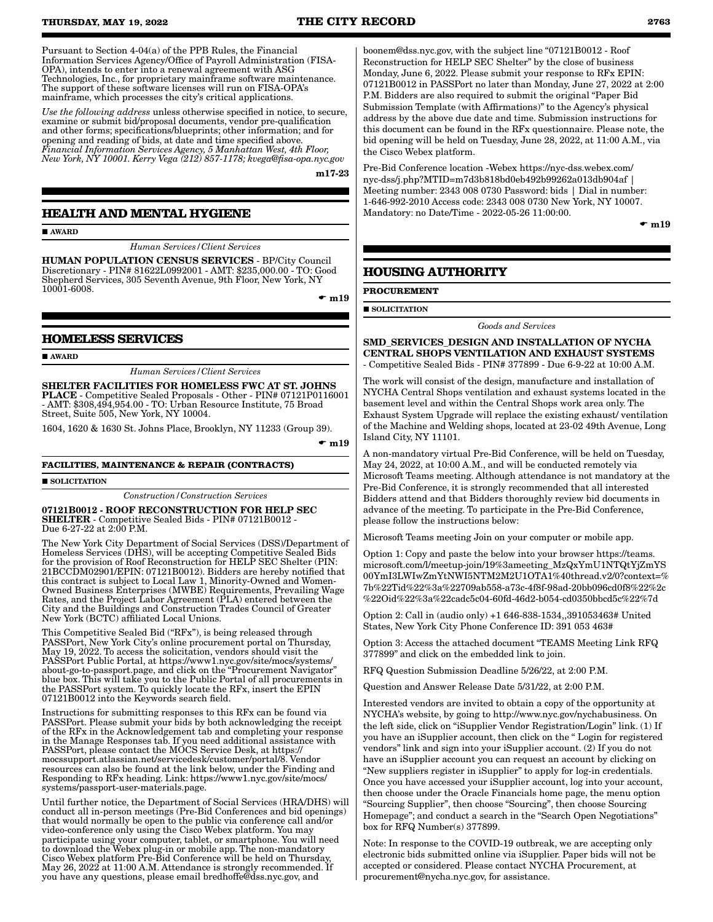Pursuant to Section 4-04(a) of the PPB Rules, the Financial Information Services Agency/Office of Payroll Administration (FISA-OPA), intends to enter into a renewal agreement with ASG Technologies, Inc., for proprietary mainframe software maintenance. The support of these software licenses will run on FISA-OPA's mainframe, which processes the city's critical applications.

*Use the following address* unless otherwise specified in notice, to secure, examine or submit bid/proposal documents, vendor pre-qualification and other forms; specifications/blueprints; other information; and for opening and reading of bids, at date and time specified above. *Financial Information Services Agency, 5 Manhattan West, 4th Floor, New York, NY 10001. Kerry Vega (212) 857-1178; kvega@fisa-opa.nyc.gov*

**m17-23**

## HEALTH AND MENTAL HYGIENE

**AWARD**

*Human Services/Client Services*

**HUMAN POPULATION CENSUS SERVICES** - BP/City Council Discretionary - PIN# 81622L0992001 - AMT: $235,000.00 - TO: Good Shepherd Services, 305 Seventh Avenue, 9th Floor, New York, NY 10001-6008.

**m19**

## HOMELESS SERVICES

**AWARD**

*Human Services/Client Services*

**SHELTER FACILITIES FOR HOMELESS FWC AT ST. JOHNS PLACE** - Competitive Sealed Proposals - Other - PIN# 07121P0116001 - AMT: $308,494,954.00 - TO: Urban Resource Institute, 75 Broad Street, Suite 505, New York, NY 10004.

1604, 1620 & 1630 St. Johns Place, Brooklyn, NY 11233 (Group 39).

**m19**

### FACILITIES, MAINTENANCE & REPAIR (CONTRACTS)

**SOLICITATION**

*Construction/Construction Services*

**07121B0012 - ROOF RECONSTRUCTION FOR HELP SEC SHELTER** - Competitive Sealed Bids - PIN# 07121B0012 - Due 6-27-22 at 2:00 P.M.

The New York City Department of Social Services (DSS)/Department of Homeless Services (DHS), will be accepting Competitive Sealed Bids for the provision of Roof Reconstruction for HELP SEC Shelter (PIN: 21BCCDM02901/EPIN: 07121B0012). Bidders are hereby notified that this contract is subject to Local Law 1, Minority-Owned and Women-Owned Business Enterprises (MWBE) Requirements, Prevailing Wage Rates, and the Project Labor Agreement (PLA) entered between the City and the Buildings and Construction Trades Council of Greater New York (BCTC) affiliated Local Unions.

This Competitive Sealed Bid ("RFx"), is being released through PASSPort, New York City's online procurement portal on Thursday, May 19, 2022. To access the solicitation, vendors should visit the PASSPort Public Portal, at https://www1.nyc.gov/site/mocs/systems/about-go-to-passport.page, and click on the "Procurement Navigator" blue box. This will take you to the Public Portal of all procurements in the PASSPort system. To quickly locate the RFx, insert the EPIN 07121B0012 into the Keywords search field.

Instructions for submitting responses to this RFx can be found via PASSPort. Please submit your bids by both acknowledging the receipt of the RFx in the Acknowledgement tab and completing your response in the Manage Responses tab. If you need additional assistance with PASSPort, please contact the MOCS Service Desk, at https://mocssupport.atlassian.net/servicedesk/customer/portal/8. Vendor resources can also be found at the link below, under the Finding and Responding to RFx heading. Link: https://www1.nyc.gov/site/mocs/systems/passport-user-materials.page.

Until further notice, the Department of Social Services (HRA/DHS) will conduct all in-person meetings (Pre-Bid Conferences and bid openings) that would normally be open to the public via conference call and/or video-conference only using the Cisco Webex platform. You may participate using your computer, tablet, or smartphone. You will need to download the Webex plug-in or mobile app. The non-mandatory Cisco Webex platform Pre-Bid Conference will be held on Thursday, May 26, 2022 at 11:00 A.M. Attendance is strongly recommended. If you have any questions, please email bredhoffe@dss.nyc.gov, and boonem@dss.nyc.gov, with the subject line "07121B0012 - Roof Reconstruction for HELP SEC Shelter" by the close of business Monday, June 6, 2022. Please submit your response to RFx EPIN: 07121B0012 in PASSPort no later than Monday, June 27, 2022 at 2:00 P.M. Bidders are also required to submit the original "Paper Bid Submission Template (with Affirmations)" to the Agency's physical address by the above due date and time. Submission instructions for this document can be found in the RFx questionnaire. Please note, the bid opening will be held on Tuesday, June 28, 2022, at 11:00 A.M., via the Cisco Webex platform.

Pre-Bid Conference location -Webex https://nyc-dss.webex.com/nyc-dss/j.php?MTID=m7d3b818bd0eb492b99262a013db904af | Meeting number: 2343 008 0730 Password: bids | Dial in number: 1-646-992-2010 Access code: 2343 008 0730 New York, NY 10007. Mandatory: no Date/Time - 2022-05-26 11:00:00.

**m19**

## HOUSING AUTHORITY

### PROCUREMENT

**SOLICITATION**

*Goods and Services*

**SMD_SERVICES_DESIGN AND INSTALLATION OF NYCHA CENTRAL SHOPS VENTILATION AND EXHAUST SYSTEMS** - Competitive Sealed Bids - PIN# 377899 - Due 6-9-22 at 10:00 A.M.

The work will consist of the design, manufacture and installation of NYCHA Central Shops ventilation and exhaust systems located in the basement level and within the Central Shops work area only. The Exhaust System Upgrade will replace the existing exhaust/ ventilation of the Machine and Welding shops, located at 23-02 49th Avenue, Long Island City, NY 11101.

A non-mandatory virtual Pre-Bid Conference, will be held on Tuesday, May 24, 2022, at 10:00 A.M., and will be conducted remotely via Microsoft Teams meeting. Although attendance is not mandatory at the Pre-Bid Conference, it is strongly recommended that all interested Bidders attend and that Bidders thoroughly review bid documents in advance of the meeting. To participate in the Pre-Bid Conference, please follow the instructions below:

Microsoft Teams meeting Join on your computer or mobile app.

Option 1: Copy and paste the below into your browser https://teams.microsoft.com/l/meetup-join/19%3ameeting_MzQxYmU1NTQtYjZmYS00YmI3LWIwZmYtNWI5NTM2M2U1OTA1%40thread.v2/0?context=%7b%22Tid%22%3a%22709ab558-a73c-4f8f-98ad-20bb096cd0f8%22%2c%22Oid%22%3a%22cadc5c04-60fd-46d2-b054-cd0350bbcd5c%22%7d

Option 2: Call in (audio only) +1 646-838-1534,,391053463# United States, New York City Phone Conference ID: 391 053 463#

Option 3: Access the attached document "TEAMS Meeting Link RFQ 377899" and click on the embedded link to join.

RFQ Question Submission Deadline 5/26/22, at 2:00 P.M.

Question and Answer Release Date 5/31/22, at 2:00 P.M.

Interested vendors are invited to obtain a copy of the opportunity at NYCHA's website, by going to http://www.nyc.gov/nychabusiness. On the left side, click on "iSupplier Vendor Registration/Login" link. (1) If you have an iSupplier account, then click on the " Login for registered vendors" link and sign into your iSupplier account. (2) If you do not have an iSupplier account you can request an account by clicking on "New suppliers register in iSupplier" to apply for log-in credentials. Once you have accessed your iSupplier account, log into your account, then choose under the Oracle Financials home page, the menu option "Sourcing Supplier", then choose "Sourcing", then choose Sourcing Homepage"; and conduct a search in the "Search Open Negotiations" box for RFQ Number(s) 377899.

Note: In response to the COVID-19 outbreak, we are accepting only electronic bids submitted online via iSupplier. Paper bids will not be accepted or considered. Please contact NYCHA Procurement, at procurement@nycha.nyc.gov, for assistance.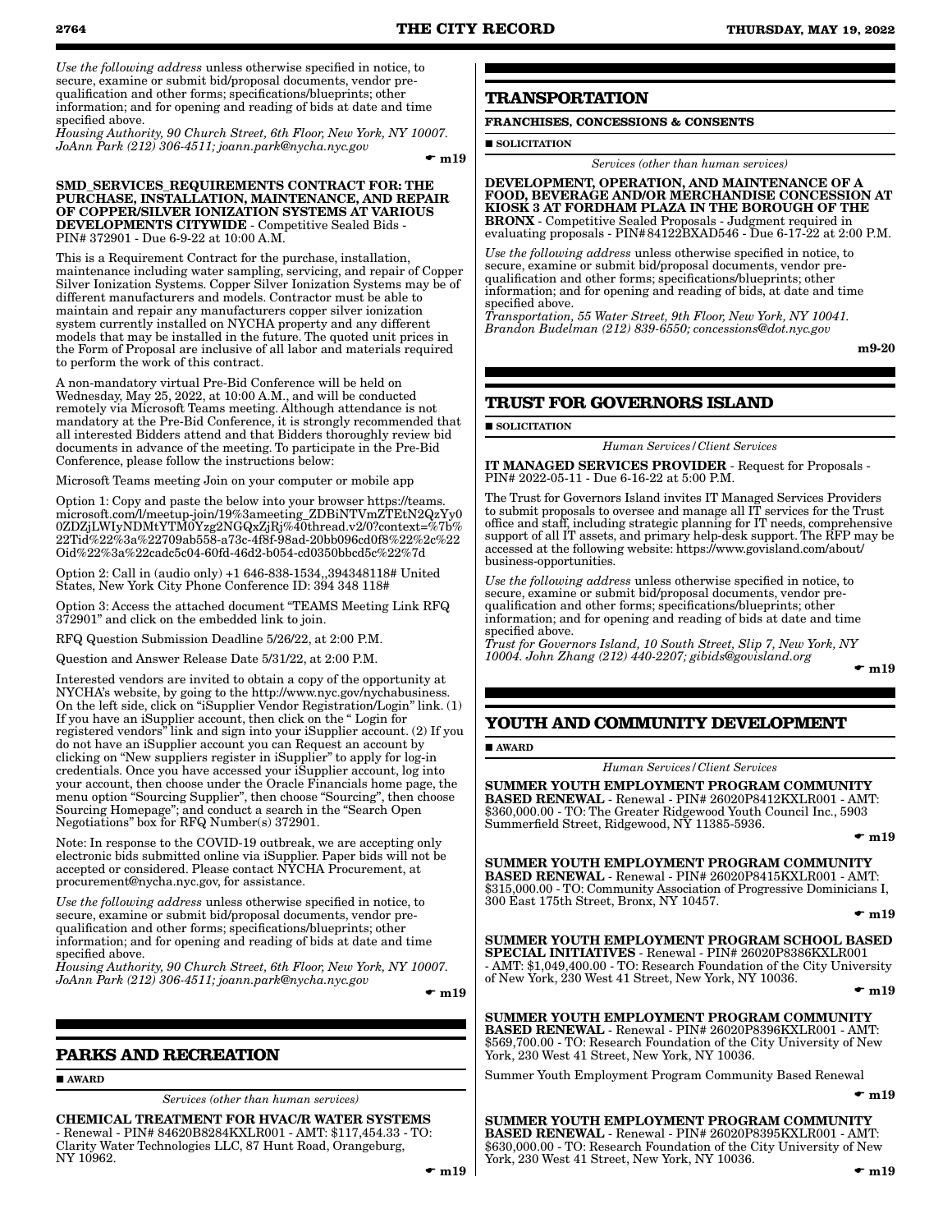*Use the following address* unless otherwise specified in notice, to secure, examine or submit bid/proposal documents, vendor pre-qualification and other forms; specifications/blueprints; other information; and for opening and reading of bids at date and time specified above.
*Housing Authority, 90 Church Street, 6th Floor, New York, NY 10007. JoAnn Park (212) 306-4511; joann.park@nycha.nyc.gov*

☛ **m19**

**SMD_SERVICES_REQUIREMENTS CONTRACT FOR: THE PURCHASE, INSTALLATION, MAINTENANCE, AND REPAIR OF COPPER/SILVER IONIZATION SYSTEMS AT VARIOUS DEVELOPMENTS CITYWIDE** - Competitive Sealed Bids - PIN# 372901 - Due 6-9-22 at 10:00 A.M.

This is a Requirement Contract for the purchase, installation, maintenance including water sampling, servicing, and repair of Copper Silver Ionization Systems. Copper Silver Ionization Systems may be of different manufacturers and models. Contractor must be able to maintain and repair any manufacturers copper silver ionization system currently installed on NYCHA property and any different models that may be installed in the future. The quoted unit prices in the Form of Proposal are inclusive of all labor and materials required to perform the work of this contract.

A non-mandatory virtual Pre-Bid Conference will be held on Wednesday, May 25, 2022, at 10:00 A.M., and will be conducted remotely via Microsoft Teams meeting. Although attendance is not mandatory at the Pre-Bid Conference, it is strongly recommended that all interested Bidders attend and that Bidders thoroughly review bid documents in advance of the meeting. To participate in the Pre-Bid Conference, please follow the instructions below:

Microsoft Teams meeting Join on your computer or mobile app

Option 1: Copy and paste the below into your browser https://teams.microsoft.com/l/meetup-join/19%3ameeting_ZDBiNTVmZTEtN2QzYy00ZDZjLWIyNDMtYTM0Yzg2NGQxZjRj%40thread.v2/0?context=%7b%22Tid%22%3a%22709ab558-a73c-4f8f-98ad-20bb096cd0f8%22%2c%22Oid%22%3a%22cadc5c04-60fd-46d2-b054-cd0350bbcd5c%22%7d

Option 2: Call in (audio only) +1 646-838-1534,,394348118# United States, New York City Phone Conference ID: 394 348 118#

Option 3: Access the attached document "TEAMS Meeting Link RFQ 372901" and click on the embedded link to join.

RFQ Question Submission Deadline 5/26/22, at 2:00 P.M.

Question and Answer Release Date 5/31/22, at 2:00 P.M.

Interested vendors are invited to obtain a copy of the opportunity at NYCHA's website, by going to the http://www.nyc.gov/nychabusiness. On the left side, click on "iSupplier Vendor Registration/Login" link. (1) If you have an iSupplier account, then click on the " Login for registered vendors" link and sign into your iSupplier account. (2) If you do not have an iSupplier account you can Request an account by clicking on "New suppliers register in iSupplier" to apply for log-in credentials. Once you have accessed your iSupplier account, log into your account, then choose under the Oracle Financials home page, the menu option "Sourcing Supplier", then choose "Sourcing", then choose Sourcing Homepage"; and conduct a search in the "Search Open Negotiations" box for RFQ Number(s) 372901.

Note: In response to the COVID-19 outbreak, we are accepting only electronic bids submitted online via iSupplier. Paper bids will not be accepted or considered. Please contact NYCHA Procurement, at procurement@nycha.nyc.gov, for assistance.

*Use the following address* unless otherwise specified in notice, to secure, examine or submit bid/proposal documents, vendor pre-qualification and other forms; specifications/blueprints; other information; and for opening and reading of bids at date and time specified above.
*Housing Authority, 90 Church Street, 6th Floor, New York, NY 10007. JoAnn Park (212) 306-4511; joann.park@nycha.nyc.gov*

☛ **m19**

## PARKS AND RECREATION

■ **AWARD**

*Services (other than human services)*

**CHEMICAL TREATMENT FOR HVAC/R WATER SYSTEMS** - Renewal - PIN# 84620B8284KXLR001 - AMT: $117,454.33 - TO: Clarity Water Technologies LLC, 87 Hunt Road, Orangeburg, NY 10962.

☛ **m19**

## TRANSPORTATION

**FRANCHISES, CONCESSIONS & CONSENTS**

■ **SOLICITATION**

*Services (other than human services)*

**DEVELOPMENT, OPERATION, AND MAINTENANCE OF A FOOD, BEVERAGE AND/OR MERCHANDISE CONCESSION AT KIOSK 3 AT FORDHAM PLAZA IN THE BOROUGH OF THE BRONX** - Competitive Sealed Proposals - Judgment required in evaluating proposals - PIN#84122BXAD546 - Due 6-17-22 at 2:00 P.M.

*Use the following address* unless otherwise specified in notice, to secure, examine or submit bid/proposal documents, vendor pre-qualification and other forms; specifications/blueprints; other information; and for opening and reading of bids, at date and time specified above.
*Transportation, 55 Water Street, 9th Floor, New York, NY 10041. Brandon Budelman (212) 839-6550; concessions@dot.nyc.gov*

**m9-20**

## TRUST FOR GOVERNORS ISLAND

■ **SOLICITATION**

*Human Services/Client Services*

**IT MANAGED SERVICES PROVIDER** - Request for Proposals - PIN# 2022-05-11 - Due 6-16-22 at 5:00 P.M.

The Trust for Governors Island invites IT Managed Services Providers to submit proposals to oversee and manage all IT services for the Trust office and staff, including strategic planning for IT needs, comprehensive support of all IT assets, and primary help-desk support. The RFP may be accessed at the following website: https://www.govisland.com/about/business-opportunities.

*Use the following address* unless otherwise specified in notice, to secure, examine or submit bid/proposal documents, vendor pre-qualification and other forms; specifications/blueprints; other information; and for opening and reading of bids at date and time specified above.
*Trust for Governors Island, 10 South Street, Slip 7, New York, NY 10004. John Zhang (212) 440-2207; gibids@govisland.org*

☛ **m19**

## YOUTH AND COMMUNITY DEVELOPMENT

■ **AWARD**

*Human Services/Client Services*

**SUMMER YOUTH EMPLOYMENT PROGRAM COMMUNITY BASED RENEWAL** - Renewal - PIN# 26020P8412KXLR001 - AMT: $360,000.00 - TO: The Greater Ridgewood Youth Council Inc., 5903 Summerfield Street, Ridgewood, NY 11385-5936.

☛ **m19**

**SUMMER YOUTH EMPLOYMENT PROGRAM COMMUNITY BASED RENEWAL** - Renewal - PIN# 26020P8415KXLR001 - AMT: $315,000.00 - TO: Community Association of Progressive Dominicians I, 300 East 175th Street, Bronx, NY 10457.

☛ **m19**

**SUMMER YOUTH EMPLOYMENT PROGRAM SCHOOL BASED SPECIAL INITIATIVES** - Renewal - PIN# 26020P8386KXLR001 - AMT: $1,049,400.00 - TO: Research Foundation of the City University of New York, 230 West 41 Street, New York, NY 10036.

☛ **m19**

**SUMMER YOUTH EMPLOYMENT PROGRAM COMMUNITY BASED RENEWAL** - Renewal - PIN# 26020P8396KXLR001 - AMT: $569,700.00 - TO: Research Foundation of the City University of New York, 230 West 41 Street, New York, NY 10036.

Summer Youth Employment Program Community Based Renewal

☛ **m19**

**SUMMER YOUTH EMPLOYMENT PROGRAM COMMUNITY BASED RENEWAL** - Renewal - PIN# 26020P8395KXLR001 - AMT: $630,000.00 - TO: Research Foundation of the City University of New York, 230 West 41 Street, New York, NY 10036.

☛ **m19**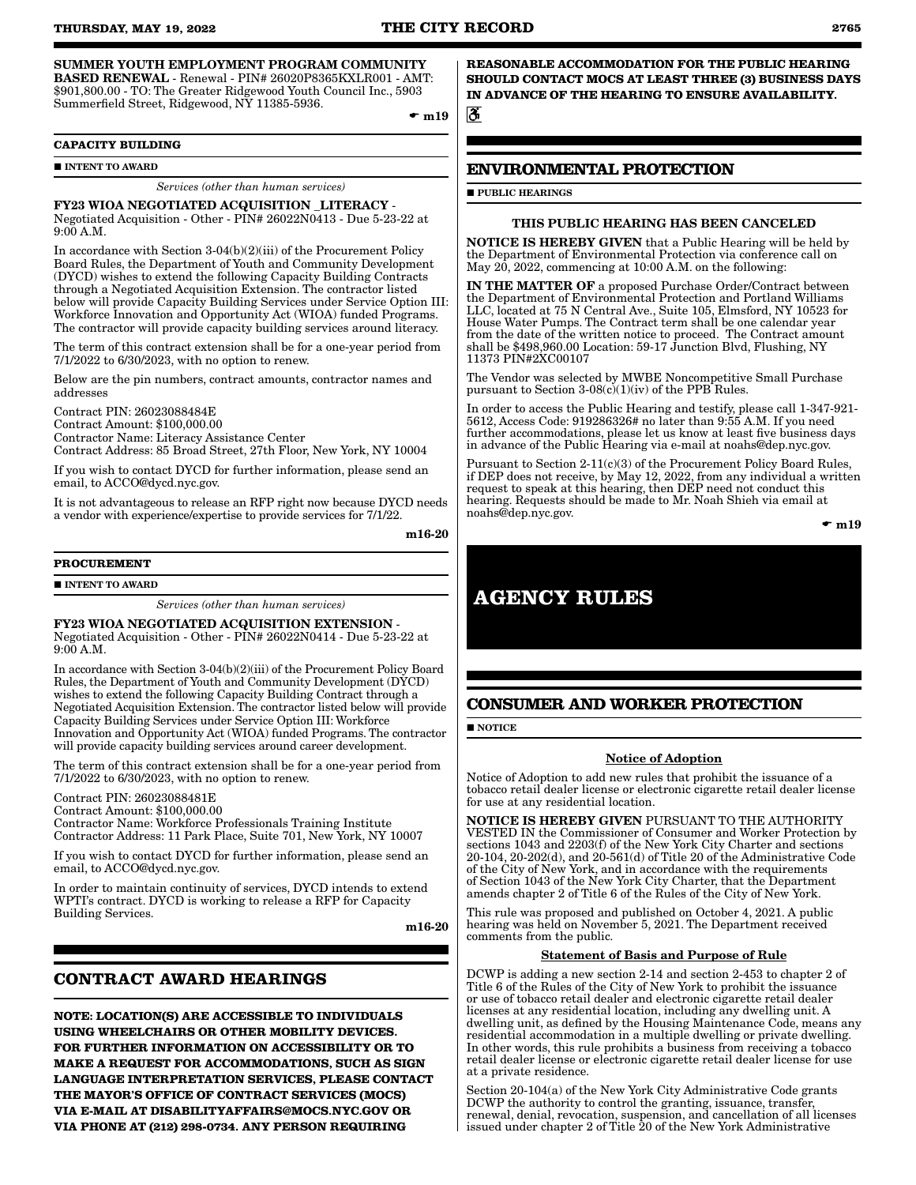**SUMMER YOUTH EMPLOYMENT PROGRAM COMMUNITY BASED RENEWAL** - Renewal - PIN# 26020P8365KXLR001 - AMT: $901,800.00 - TO: The Greater Ridgewood Youth Council Inc., 5903 Summerfield Street, Ridgewood, NY 11385-5936.

☛ m19

**CAPACITY BUILDING**

■ **INTENT TO AWARD**

*Services (other than human services)*

**FY23 WIOA NEGOTIATED ACQUISITION _LITERACY** - Negotiated Acquisition - Other - PIN# 26022N0413 - Due 5-23-22 at 9:00 A.M.

In accordance with Section 3-04(b)(2)(iii) of the Procurement Policy Board Rules, the Department of Youth and Community Development (DYCD) wishes to extend the following Capacity Building Contracts through a Negotiated Acquisition Extension. The contractor listed below will provide Capacity Building Services under Service Option III: Workforce Innovation and Opportunity Act (WIOA) funded Programs. The contractor will provide capacity building services around literacy.

The term of this contract extension shall be for a one-year period from 7/1/2022 to 6/30/2023, with no option to renew.

Below are the pin numbers, contract amounts, contractor names and addresses

Contract PIN: 26023088484E
Contract Amount: $100,000.00
Contractor Name: Literacy Assistance Center
Contract Address: 85 Broad Street, 27th Floor, New York, NY 10004

If you wish to contact DYCD for further information, please send an email, to ACCO@dycd.nyc.gov.

It is not advantageous to release an RFP right now because DYCD needs a vendor with experience/expertise to provide services for 7/1/22.

m16-20

**PROCUREMENT**

■ **INTENT TO AWARD**

*Services (other than human services)*

**FY23 WIOA NEGOTIATED ACQUISITION EXTENSION** - Negotiated Acquisition - Other - PIN# 26022N0414 - Due 5-23-22 at 9:00 A.M.

In accordance with Section 3-04(b)(2)(iii) of the Procurement Policy Board Rules, the Department of Youth and Community Development (DYCD) wishes to extend the following Capacity Building Contract through a Negotiated Acquisition Extension. The contractor listed below will provide Capacity Building Services under Service Option III: Workforce Innovation and Opportunity Act (WIOA) funded Programs. The contractor will provide capacity building services around career development.

The term of this contract extension shall be for a one-year period from 7/1/2022 to 6/30/2023, with no option to renew.

Contract PIN: 26023088481E
Contract Amount: $100,000.00
Contractor Name: Workforce Professionals Training Institute
Contractor Address: 11 Park Place, Suite 701, New York, NY 10007

If you wish to contact DYCD for further information, please send an email, to ACCO@dycd.nyc.gov.

In order to maintain continuity of services, DYCD intends to extend WPTI's contract. DYCD is working to release a RFP for Capacity Building Services.

m16-20

## CONTRACT AWARD HEARINGS

**NOTE: LOCATION(S) ARE ACCESSIBLE TO INDIVIDUALS USING WHEELCHAIRS OR OTHER MOBILITY DEVICES. FOR FURTHER INFORMATION ON ACCESSIBILITY OR TO MAKE A REQUEST FOR ACCOMMODATIONS, SUCH AS SIGN LANGUAGE INTERPRETATION SERVICES, PLEASE CONTACT THE MAYOR'S OFFICE OF CONTRACT SERVICES (MOCS) VIA E-MAIL AT DISABILITYAFFAIRS@MOCS.NYC.GOV OR VIA PHONE AT (212) 298-0734. ANY PERSON REQUIRING REASONABLE ACCOMMODATION FOR THE PUBLIC HEARING SHOULD CONTACT MOCS AT LEAST THREE (3) BUSINESS DAYS IN ADVANCE OF THE HEARING TO ENSURE AVAILABILITY.**

♿

## ENVIRONMENTAL PROTECTION

■ **PUBLIC HEARINGS**

THIS PUBLIC HEARING HAS BEEN CANCELED

**NOTICE IS HEREBY GIVEN** that a Public Hearing will be held by the Department of Environmental Protection via conference call on May 20, 2022, commencing at 10:00 A.M. on the following:

**IN THE MATTER OF** a proposed Purchase Order/Contract between the Department of Environmental Protection and Portland Williams LLC, located at 75 N Central Ave., Suite 105, Elmsford, NY 10523 for House Water Pumps. The Contract term shall be one calendar year from the date of the written notice to proceed. The Contract amount shall be $498,960.00 Location: 59-17 Junction Blvd, Flushing, NY 11373 PIN#2XC00107

The Vendor was selected by MWBE Noncompetitive Small Purchase pursuant to Section 3-08(c)(1)(iv) of the PPB Rules.

In order to access the Public Hearing and testify, please call 1-347-921-5612, Access Code: 919286326# no later than 9:55 A.M. If you need further accommodations, please let us know at least five business days in advance of the Public Hearing via e-mail at noahs@dep.nyc.gov.

Pursuant to Section 2-11(c)(3) of the Procurement Policy Board Rules, if DEP does not receive, by May 12, 2022, from any individual a written request to speak at this hearing, then DEP need not conduct this hearing. Requests should be made to Mr. Noah Shieh via email at noahs@dep.nyc.gov.

☛ m19

# AGENCY RULES

## CONSUMER AND WORKER PROTECTION

■ **NOTICE**

**Notice of Adoption**

Notice of Adoption to add new rules that prohibit the issuance of a tobacco retail dealer license or electronic cigarette retail dealer license for use at any residential location.

**NOTICE IS HEREBY GIVEN** PURSUANT TO THE AUTHORITY VESTED IN the Commissioner of Consumer and Worker Protection by sections 1043 and 2203(f) of the New York City Charter and sections 20-104, 20-202(d), and 20-561(d) of Title 20 of the Administrative Code of the City of New York, and in accordance with the requirements of Section 1043 of the New York City Charter, that the Department amends chapter 2 of Title 6 of the Rules of the City of New York.

This rule was proposed and published on October 4, 2021. A public hearing was held on November 5, 2021. The Department received comments from the public.

**Statement of Basis and Purpose of Rule**

DCWP is adding a new section 2-14 and section 2-453 to chapter 2 of Title 6 of the Rules of the City of New York to prohibit the issuance or use of tobacco retail dealer and electronic cigarette retail dealer licenses at any residential location, including any dwelling unit. A dwelling unit, as defined by the Housing Maintenance Code, means any residential accommodation in a multiple dwelling or private dwelling. In other words, this rule prohibits a business from receiving a tobacco retail dealer license or electronic cigarette retail dealer license for use at a private residence.

Section 20-104(a) of the New York City Administrative Code grants DCWP the authority to control the granting, issuance, transfer, renewal, denial, revocation, suspension, and cancellation of all licenses issued under chapter 2 of Title 20 of the New York Administrative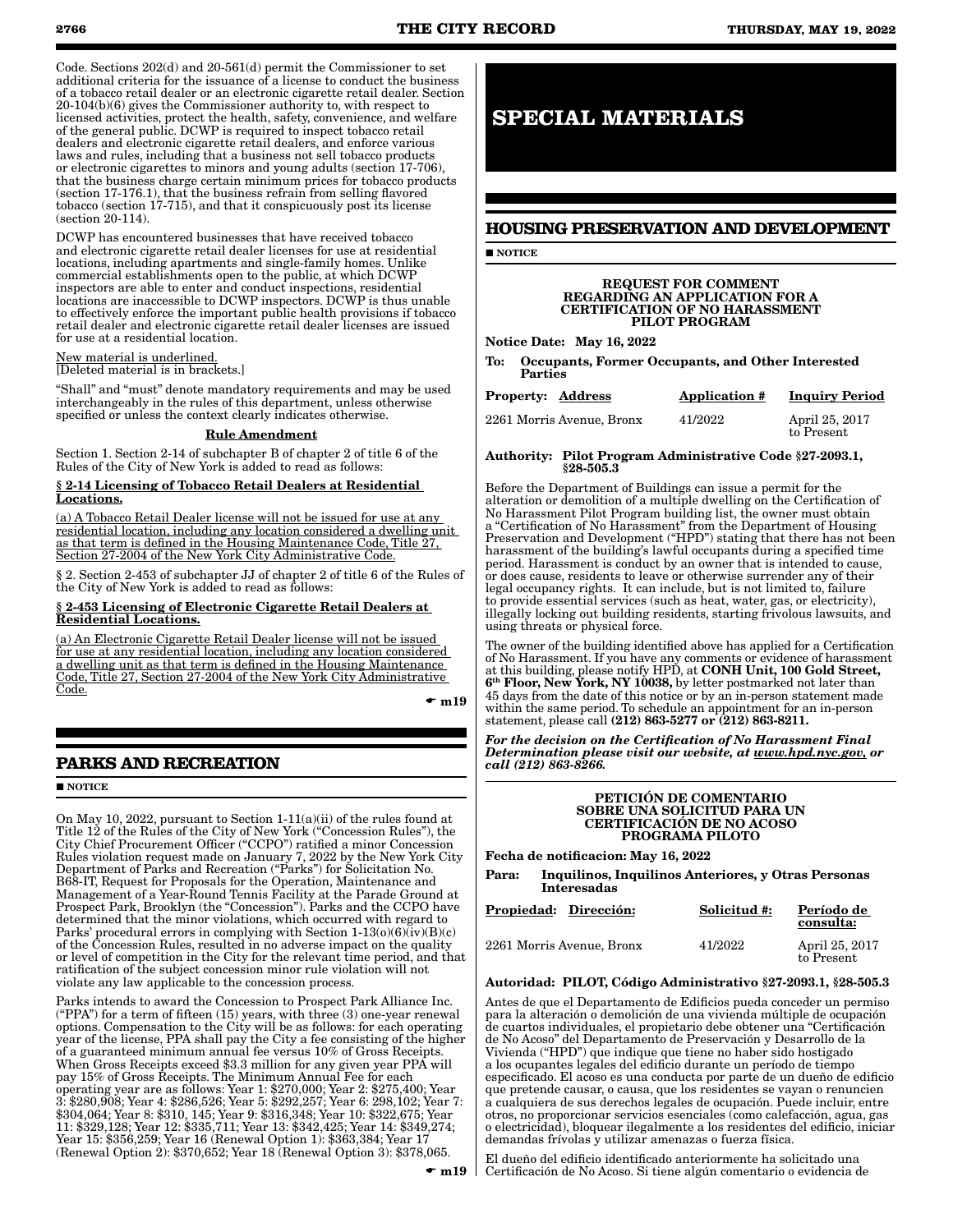Code. Sections 202(d) and 20-561(d) permit the Commissioner to set additional criteria for the issuance of a license to conduct the business of a tobacco retail dealer or an electronic cigarette retail dealer. Section 20-104(b)(6) gives the Commissioner authority to, with respect to licensed activities, protect the health, safety, convenience, and welfare of the general public. DCWP is required to inspect tobacco retail dealers and electronic cigarette retail dealers, and enforce various laws and rules, including that a business not sell tobacco products or electronic cigarettes to minors and young adults (section 17-706), that the business charge certain minimum prices for tobacco products (section 17-176.1), that the business refrain from selling flavored tobacco (section 17-715), and that it conspicuously post its license (section 20-114).

DCWP has encountered businesses that have received tobacco and electronic cigarette retail dealer licenses for use at residential locations, including apartments and single-family homes. Unlike commercial establishments open to the public, at which DCWP inspectors are able to enter and conduct inspections, residential locations are inaccessible to DCWP inspectors. DCWP is thus unable to effectively enforce the important public health provisions if tobacco retail dealer and electronic cigarette retail dealer licenses are issued for use at a residential location.

New material is underlined.
[Deleted material is in brackets.]

"Shall" and "must" denote mandatory requirements and may be used interchangeably in the rules of this department, unless otherwise specified or unless the context clearly indicates otherwise.

**Rule Amendment**

Section 1. Section 2-14 of subchapter B of chapter 2 of title 6 of the Rules of the City of New York is added to read as follows:

**§ 2-14 Licensing of Tobacco Retail Dealers at Residential Locations.**

(a) A Tobacco Retail Dealer license will not be issued for use at any residential location, including any location considered a dwelling unit as that term is defined in the Housing Maintenance Code, Title 27, Section 27-2004 of the New York City Administrative Code.

§ 2. Section 2-453 of subchapter JJ of chapter 2 of title 6 of the Rules of the City of New York is added to read as follows:

**§ 2-453 Licensing of Electronic Cigarette Retail Dealers at Residential Locations.**

(a) An Electronic Cigarette Retail Dealer license will not be issued for use at any residential location, including any location considered a dwelling unit as that term is defined in the Housing Maintenance Code, Title 27, Section 27-2004 of the New York City Administrative Code.

☛ m19

## PARKS AND RECREATION

■ NOTICE

On May 10, 2022, pursuant to Section 1-11(a)(ii) of the rules found at Title 12 of the Rules of the City of New York ("Concession Rules"), the City Chief Procurement Officer ("CCPO") ratified a minor Concession Rules violation request made on January 7, 2022 by the New York City Department of Parks and Recreation ("Parks") for Solicitation No. B68-IT, Request for Proposals for the Operation, Maintenance and Management of a Year-Round Tennis Facility at the Parade Ground at Prospect Park, Brooklyn (the "Concession"). Parks and the CCPO have determined that the minor violations, which occurred with regard to Parks' procedural errors in complying with Section 1-13(o)(6)(iv)(B)(c) of the Concession Rules, resulted in no adverse impact on the quality or level of competition in the City for the relevant time period, and that ratification of the subject concession minor rule violation will not violate any law applicable to the concession process.

Parks intends to award the Concession to Prospect Park Alliance Inc. ("PPA") for a term of fifteen (15) years, with three (3) one-year renewal options. Compensation to the City will be as follows: for each operating year of the license, PPA shall pay the City a fee consisting of the higher of a guaranteed minimum annual fee versus 10% of Gross Receipts. When Gross Receipts exceed $3.3 million for any given year PPA will pay 15% of Gross Receipts. The Minimum Annual Fee for each operating year are as follows: Year 1: $270,000; Year 2: $275,400; Year 3: $280,908; Year 4: $286,526; Year 5: $292,257; Year 6: 298,102; Year 7: $304,064; Year 8: $310, 145; Year 9: $316,348; Year 10: $322,675; Year 11: $329,128; Year 12: $335,711; Year 13: $342,425; Year 14: $349,274; Year 15: $356,259; Year 16 (Renewal Option 1): $363,384; Year 17 (Renewal Option 2): $370,652; Year 18 (Renewal Option 3): $378,065.

☛ m19

# SPECIAL MATERIALS

## HOUSING PRESERVATION AND DEVELOPMENT

■ NOTICE

**REQUEST FOR COMMENT REGARDING AN APPLICATION FOR A CERTIFICATION OF NO HARASSMENT PILOT PROGRAM**

**Notice Date: May 16, 2022**

**To: Occupants, Former Occupants, and Other Interested Parties**

| Property: Address | Application # | Inquiry Period |
|---|---|---|
| 2261 Morris Avenue, Bronx | 41/2022 | April 25, 2017 to Present |

**Authority: Pilot Program Administrative Code §27-2093.1, §28-505.3**

Before the Department of Buildings can issue a permit for the alteration or demolition of a multiple dwelling on the Certification of No Harassment Pilot Program building list, the owner must obtain a "Certification of No Harassment" from the Department of Housing Preservation and Development ("HPD") stating that there has not been harassment of the building's lawful occupants during a specified time period. Harassment is conduct by an owner that is intended to cause, or does cause, residents to leave or otherwise surrender any of their legal occupancy rights. It can include, but is not limited to, failure to provide essential services (such as heat, water, gas, or electricity), illegally locking out building residents, starting frivolous lawsuits, and using threats or physical force.

The owner of the building identified above has applied for a Certification of No Harassment. If you have any comments or evidence of harassment at this building, please notify HPD, at **CONH Unit, 100 Gold Street, 6th Floor, New York, NY 10038,** by letter postmarked not later than 45 days from the date of this notice or by an in-person statement made within the same period. To schedule an appointment for an in-person statement, please call **(212) 863-5277 or (212) 863-8211.**

***For the decision on the Certification of No Harassment Final Determination please visit our website, at www.hpd.nyc.gov, or call (212) 863-8266.***

**PETICIÓN DE COMENTARIO SOBRE UNA SOLICITUD PARA UN CERTIFICACIÓN DE NO ACOSO PROGRAMA PILOTO**

**Fecha de notificacion: May 16, 2022**

**Para: Inquilinos, Inquilinos Anteriores, y Otras Personas Interesadas**

| Propiedad: Dirección: | Solicitud #: | Período de consulta: |
|---|---|---|
| 2261 Morris Avenue, Bronx | 41/2022 | April 25, 2017 to Present |

**Autoridad: PILOT, Código Administrativo §27-2093.1, §28-505.3**

Antes de que el Departamento de Edificios pueda conceder un permiso para la alteración o demolición de una vivienda múltiple de ocupación de cuartos individuales, el propietario debe obtener una "Certificación de No Acoso" del Departamento de Preservación y Desarrollo de la Vivienda ("HPD") que indique que tiene no haber sido hostigado a los ocupantes legales del edificio durante un período de tiempo especificado. El acoso es una conducta por parte de un dueño de edificio que pretende causar, o causa, que los residentes se vayan o renuncien a cualquiera de sus derechos legales de ocupación. Puede incluir, entre otros, no proporcionar servicios esenciales (como calefacción, agua, gas o electricidad), bloquear ilegalmente a los residentes del edificio, iniciar demandas frívolas y utilizar amenazas o fuerza física.

El dueño del edificio identificado anteriormente ha solicitado una Certificación de No Acoso. Si tiene algún comentario o evidencia de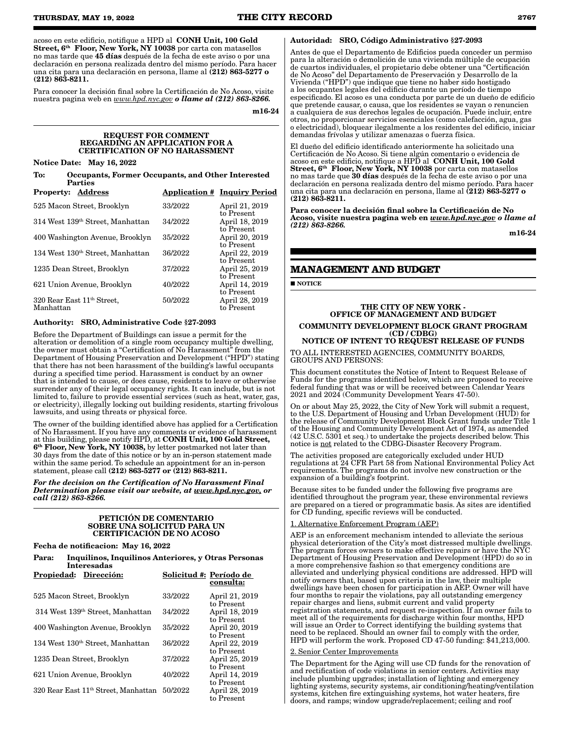acoso en este edificio, notifique a HPD al **CONH Unit, 100 Gold Street, 6th Floor, New York, NY 10038** por carta con matasellos no mas tarde que **45 días** después de la fecha de este aviso o por una declaración en persona realizada dentro del mismo período. Para hacer una cita para una declaración en persona, llame al **(212) 863-5277 o (212) 863-8211.**

Para conocer la decisión final sobre la Certificación de No Acoso, visite nuestra pagina web en *www.hpd.nyc.gov* ***o llame al (212) 863-8266.***

m16-24

### REQUEST FOR COMMENT REGARDING AN APPLICATION FOR A CERTIFICATION OF NO HARASSMENT

**Notice Date: May 16, 2022**

**To: Occupants, Former Occupants, and Other Interested Parties**

| Property: Address | Application # | Inquiry Period |
|---|---|---|
| 525 Macon Street, Brooklyn | 33/2022 | April 21, 2019 to Present |
| 314 West 139th Street, Manhattan | 34/2022 | April 18, 2019 to Present |
| 400 Washington Avenue, Brooklyn | 35/2022 | April 20, 2019 to Present |
| 134 West 130th Street, Manhattan | 36/2022 | April 22, 2019 to Present |
| 1235 Dean Street, Brooklyn | 37/2022 | April 25, 2019 to Present |
| 621 Union Avenue, Brooklyn | 40/2022 | April 14, 2019 to Present |
| 320 Rear East 11th Street, Manhattan | 50/2022 | April 28, 2019 to Present |

**Authority: SRO, Administrative Code §27-2093**

Before the Department of Buildings can issue a permit for the alteration or demolition of a single room occupancy multiple dwelling, the owner must obtain a "Certification of No Harassment" from the Department of Housing Preservation and Development ("HPD") stating that there has not been harassment of the building's lawful occupants during a specified time period. Harassment is conduct by an owner that is intended to cause, or does cause, residents to leave or otherwise surrender any of their legal occupancy rights. It can include, but is not limited to, failure to provide essential services (such as heat, water, gas, or electricity), illegally locking out building residents, starting frivolous lawsuits, and using threats or physical force.

The owner of the building identified above has applied for a Certification of No Harassment. If you have any comments or evidence of harassment at this building, please notify HPD, at **CONH Unit, 100 Gold Street, 6th Floor, New York, NY 10038,** by letter postmarked not later than 30 days from the date of this notice or by an in-person statement made within the same period. To schedule an appointment for an in-person statement, please call **(212) 863-5277 or (212) 863-8211.**

***For the decision on the Certification of No Harassment Final Determination please visit our website, at www.hpd.nyc.gov, or call (212) 863-8266.***

### PETICIÓN DE COMENTARIO SOBRE UNA SOLICITUD PARA UN CERTIFICACIÓN DE NO ACOSO

**Fecha de notificacion: May 16, 2022**

**Para: Inquilinos, Inquilinos Anteriores, y Otras Personas Interesadas**

| Propiedad: Dirección: | Solicitud #: | Período de consulta: |
|---|---|---|
| 525 Macon Street, Brooklyn | 33/2022 | April 21, 2019 to Present |
| 314 West 139th Street, Manhattan | 34/2022 | April 18, 2019 to Present |
| 400 Washington Avenue, Brooklyn | 35/2022 | April 20, 2019 to Present |
| 134 West 130th Street, Manhattan | 36/2022 | April 22, 2019 to Present |
| 1235 Dean Street, Brooklyn | 37/2022 | April 25, 2019 to Present |
| 621 Union Avenue, Brooklyn | 40/2022 | April 14, 2019 to Present |
| 320 Rear East 11th Street, Manhattan | 50/2022 | April 28, 2019 to Present |

**Autoridad: SRO, Código Administrativo §27-2093**

Antes de que el Departamento de Edificios pueda conceder un permiso para la alteración o demolición de una vivienda múltiple de ocupación de cuartos individuales, el propietario debe obtener una "Certificación de No Acoso" del Departamento de Preservación y Desarrollo de la Vivienda ("HPD") que indique que tiene no haber sido hostigado a los ocupantes legales del edificio durante un período de tiempo especificado. El acoso es una conducta por parte de un dueño de edificio que pretende causar, o causa, que los residentes se vayan o renuncien a cualquiera de sus derechos legales de ocupación. Puede incluir, entre otros, no proporcionar servicios esenciales (como calefacción, agua, gas o electricidad), bloquear ilegalmente a los residentes del edificio, iniciar demandas frívolas y utilizar amenazas o fuerza física.

El dueño del edificio identificado anteriormente ha solicitado una Certificación de No Acoso. Si tiene algún comentario o evidencia de acoso en este edificio, notifique a HPD al **CONH Unit, 100 Gold Street, 6th Floor, New York, NY 10038** por carta con matasellos no mas tarde que **30 días** después de la fecha de este aviso o por una declaración en persona realizada dentro del mismo período. Para hacer una cita para una declaración en persona, llame al **(212) 863-5277 o (212) 863-8211.**

**Para conocer la decisión final sobre la Certificación de No Acoso, visite nuestra pagina web en *www.hpd.nyc.gov* *o llame al (212) 863-8266.***

m16-24

## MANAGEMENT AND BUDGET

■ NOTICE

### THE CITY OF NEW YORK - OFFICE OF MANAGEMENT AND BUDGET

### COMMUNITY DEVELOPMENT BLOCK GRANT PROGRAM (CD / CDBG) NOTICE OF INTENT TO REQUEST RELEASE OF FUNDS

TO ALL INTERESTED AGENCIES, COMMUNITY BOARDS, GROUPS AND PERSONS:

This document constitutes the Notice of Intent to Request Release of Funds for the programs identified below, which are proposed to receive federal funding that was or will be received between Calendar Years 2021 and 2024 (Community Development Years 47-50).

On or about May 25, 2022, the City of New York will submit a request, to the U.S. Department of Housing and Urban Development (HUD) for the release of Community Development Block Grant funds under Title 1 of the Housing and Community Development Act of 1974, as amended (42 U.S.C. 5301 et seq.) to undertake the projects described below. This notice is not related to the CDBG-Disaster Recovery Program.

The activities proposed are categorically excluded under HUD regulations at 24 CFR Part 58 from National Environmental Policy Act requirements. The programs do not involve new construction or the expansion of a building's footprint.

Because sites to be funded under the following five programs are identified throughout the program year, these environmental reviews are prepared on a tiered or programmatic basis. As sites are identified for CD funding, specific reviews will be conducted.

1. Alternative Enforcement Program (AEP)

AEP is an enforcement mechanism intended to alleviate the serious physical deterioration of the City's most distressed multiple dwellings. The program forces owners to make effective repairs or have the NYC Department of Housing Preservation and Development (HPD) do so in a more comprehensive fashion so that emergency conditions are alleviated and underlying physical conditions are addressed. HPD will notify owners that, based upon criteria in the law, their multiple dwellings have been chosen for participation in AEP. Owner will have four months to repair the violations, pay all outstanding emergency repair charges and liens, submit current and valid property registration statements, and request re-inspection. If an owner fails to meet all of the requirements for discharge within four months, HPD will issue an Order to Correct identifying the building systems that need to be replaced. Should an owner fail to comply with the order, HPD will perform the work. Proposed CD 47-50 funding: $41,213,000.

2. Senior Center Improvements

The Department for the Aging will use CD funds for the renovation of and rectification of code violations in senior centers. Activities may include plumbing upgrades; installation of lighting and emergency lighting systems, security systems, air conditioning/heating/ventilation systems, kitchen fire extinguishing systems, hot water heaters, fire doors, and ramps; window upgrade/replacement; ceiling and roof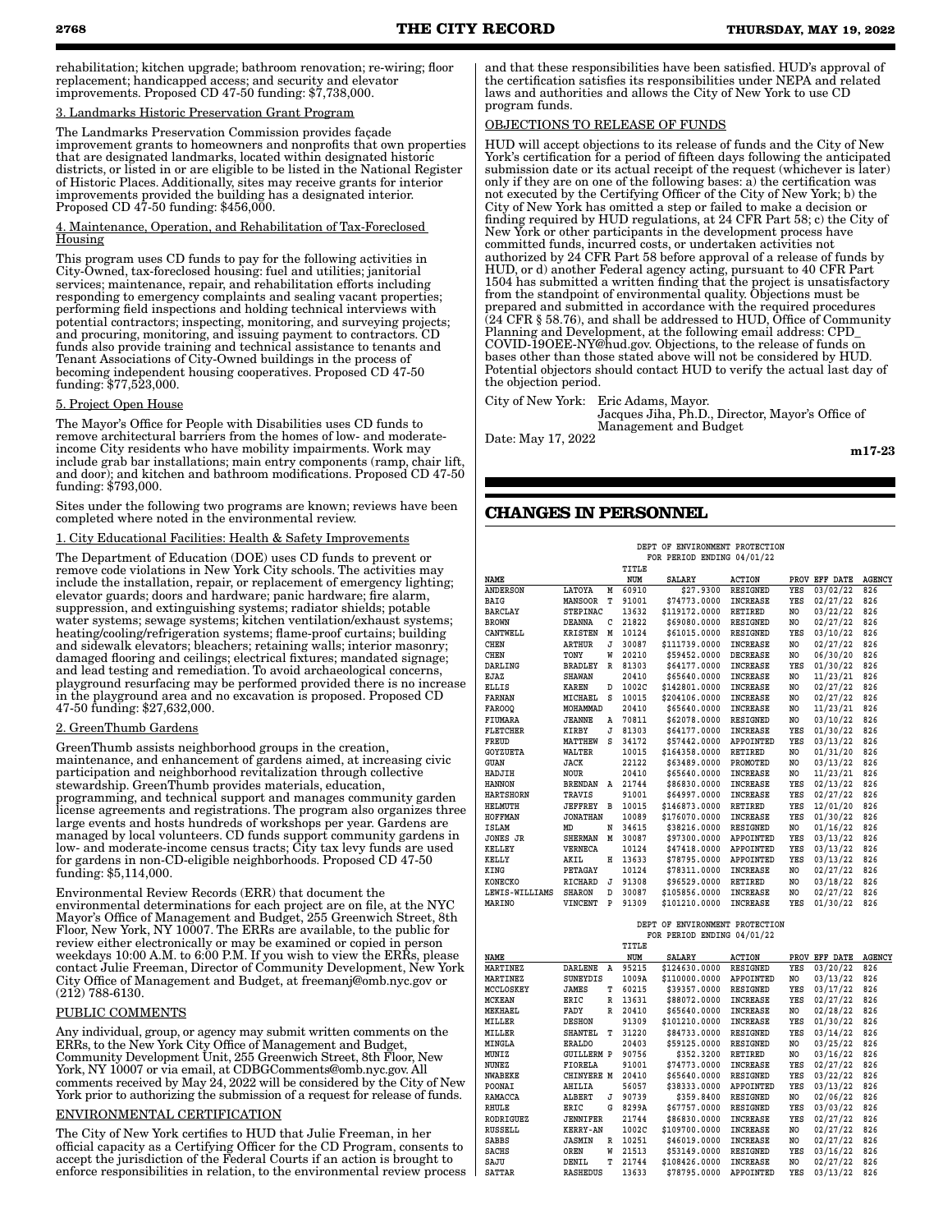rehabilitation; kitchen upgrade; bathroom renovation; re-wiring; floor replacement; handicapped access; and security and elevator improvements. Proposed CD 47-50 funding: $7,738,000.

3. Landmarks Historic Preservation Grant Program

The Landmarks Preservation Commission provides façade improvement grants to homeowners and nonprofits that own properties that are designated landmarks, located within designated historic districts, or listed in or are eligible to be listed in the National Register of Historic Places. Additionally, sites may receive grants for interior improvements provided the building has a designated interior. Proposed CD 47-50 funding: $456,000.

4. Maintenance, Operation, and Rehabilitation of Tax-Foreclosed Housing

This program uses CD funds to pay for the following activities in City-Owned, tax-foreclosed housing: fuel and utilities; janitorial services; maintenance, repair, and rehabilitation efforts including responding to emergency complaints and sealing vacant properties; performing field inspections and holding technical interviews with potential contractors; inspecting, monitoring, and surveying projects; and procuring, monitoring, and issuing payment to contractors. CD funds also provide training and technical assistance to tenants and Tenant Associations of City-Owned buildings in the process of becoming independent housing cooperatives. Proposed CD 47-50 funding: $77,523,000.

5. Project Open House

The Mayor's Office for People with Disabilities uses CD funds to remove architectural barriers from the homes of low- and moderate-income City residents who have mobility impairments. Work may include grab bar installations; main entry components (ramp, chair lift, and door); and kitchen and bathroom modifications. Proposed CD 47-50 funding: $793,000.

Sites under the following two programs are known; reviews have been completed where noted in the environmental review.

1. City Educational Facilities: Health & Safety Improvements

The Department of Education (DOE) uses CD funds to prevent or remove code violations in New York City schools. The activities may include the installation, repair, or replacement of emergency lighting; elevator guards; doors and hardware; panic hardware; fire alarm, suppression, and extinguishing systems; radiator shields; potable water systems; sewage systems; kitchen ventilation/exhaust systems; heating/cooling/refrigeration systems; flame-proof curtains; building and sidewalk elevators; bleachers; retaining walls; interior masonry; damaged flooring and ceilings; electrical fixtures; mandated signage; and lead testing and remediation. To avoid archaeological concerns, playground resurfacing may be performed provided there is no increase in the playground area and no excavation is proposed. Proposed CD 47-50 funding: $27,632,000.

2. GreenThumb Gardens

GreenThumb assists neighborhood groups in the creation, maintenance, and enhancement of gardens aimed, at increasing civic participation and neighborhood revitalization through collective stewardship. GreenThumb provides materials, education, programming, and technical support and manages community garden license agreements and registrations. The program also organizes three large events and hosts hundreds of workshops per year. Gardens are managed by local volunteers. CD funds support community gardens in low- and moderate-income census tracts; City tax levy funds are used for gardens in non-CD-eligible neighborhoods. Proposed CD 47-50 funding: $5,114,000.

Environmental Review Records (ERR) that document the environmental determinations for each project are on file, at the NYC Mayor's Office of Management and Budget, 255 Greenwich Street, 8th Floor, New York, NY 10007. The ERRs are available, to the public for review either electronically or may be examined or copied in person weekdays 10:00 A.M. to 6:00 P.M. If you wish to view the ERRs, please contact Julie Freeman, Director of Community Development, New York City Office of Management and Budget, at freemanj@omb.nyc.gov or (212) 788-6130.

PUBLIC COMMENTS

Any individual, group, or agency may submit written comments on the ERRs, to the New York City Office of Management and Budget, Community Development Unit, 255 Greenwich Street, 8th Floor, New York, NY 10007 or via email, at CDBGComments@omb.nyc.gov. All comments received by May 24, 2022 will be considered by the City of New York prior to authorizing the submission of a request for release of funds.

ENVIRONMENTAL CERTIFICATION

The City of New York certifies to HUD that Julie Freeman, in her official capacity as a Certifying Officer for the CD Program, consents to accept the jurisdiction of the Federal Courts if an action is brought to enforce responsibilities in relation, to the environmental review process and that these responsibilities have been satisfied. HUD's approval of the certification satisfies its responsibilities under NEPA and related laws and authorities and allows the City of New York to use CD program funds.

OBJECTIONS TO RELEASE OF FUNDS

HUD will accept objections to its release of funds and the City of New York's certification for a period of fifteen days following the anticipated submission date or its actual receipt of the request (whichever is later) only if they are on one of the following bases: a) the certification was not executed by the Certifying Officer of the City of New York; b) the City of New York has omitted a step or failed to make a decision or finding required by HUD regulations, at 24 CFR Part 58; c) the City of New York or other participants in the development process have committed funds, incurred costs, or undertaken activities not authorized by 24 CFR Part 58 before approval of a release of funds by HUD, or d) another Federal agency acting, pursuant to 40 CFR Part 1504 has submitted a written finding that the project is unsatisfactory from the standpoint of environmental quality. Objections must be prepared and submitted in accordance with the required procedures (24 CFR § 58.76), and shall be addressed to HUD, Office of Community Planning and Development, at the following email address: CPD_COVID-19OEE-NY@hud.gov. Objections, to the release of funds on bases other than those stated above will not be considered by HUD. Potential objectors should contact HUD to verify the actual last day of the objection period.

City of New York: Eric Adams, Mayor.
Jacques Jiha, Ph.D., Director, Mayor's Office of Management and Budget

Date: May 17, 2022

m17-23

## CHANGES IN PERSONNEL

DEPT OF ENVIRONMENT PROTECTION
FOR PERIOD ENDING 04/01/22

| NAME | | | TITLE NUM | SALARY | ACTION | PROV | EFF DATE | AGENCY |
|---|---|---|---|---|---|---|---|---|
| ANDERSON | LATOYA | M | 60910 | $27.9300 | RESIGNED | YES | 03/02/22 | 826 |
| BAIG | MANSOOR | T | 91001 | $74773.0000 | INCREASE | YES | 02/27/22 | 826 |
| BARCLAY | STEPINAC | | 13632 | $119172.0000 | RETIRED | NO | 03/22/22 | 826 |
| BROWN | DEANNA | C | 21822 | $69080.0000 | RESIGNED | NO | 02/27/22 | 826 |
| CANTWELL | KRISTEN | M | 10124 | $61015.0000 | RESIGNED | YES | 03/10/22 | 826 |
| CHEN | ARTHUR | J | 30087 | $111739.0000 | INCREASE | NO | 02/27/22 | 826 |
| CHEN | TONY | W | 20210 | $59452.0000 | DECREASE | NO | 06/30/20 | 826 |
| DARLING | BRADLEY | R | 81303 | $64177.0000 | INCREASE | YES | 01/30/22 | 826 |
| EJAZ | SHAWAN | | 20410 | $65640.0000 | INCREASE | NO | 11/23/21 | 826 |
| ELLIS | KAREN | D | 1002C | $142801.0000 | INCREASE | NO | 02/27/22 | 826 |
| FARNAN | MICHAEL | S | 10015 | $204106.0000 | INCREASE | NO | 02/27/22 | 826 |
| FAROOQ | MOHAMMAD | | 20410 | $65640.0000 | INCREASE | NO | 11/23/21 | 826 |
| FIUMARA | JEANNE | A | 70811 | $62078.0000 | RESIGNED | NO | 03/10/22 | 826 |
| FLETCHER | KIRBY | J | 81303 | $64177.0000 | INCREASE | YES | 01/30/22 | 826 |
| FREUD | MATTHEW | S | 34172 | $57442.0000 | APPOINTED | YES | 03/13/22 | 826 |
| GOYZUETA | WALTER | | 10015 | $164358.0000 | RETIRED | NO | 01/31/20 | 826 |
| GUAN | JACK | | 22122 | $63489.0000 | PROMOTED | NO | 03/13/22 | 826 |
| HADJIH | NOUR | | 20410 | $65640.0000 | INCREASE | NO | 11/23/21 | 826 |
| HANNON | BRENDAN | A | 21744 | $86830.0000 | INCREASE | YES | 02/13/22 | 826 |
| HARTSHORN | TRAVIS | | 91001 | $64997.0000 | INCREASE | YES | 02/27/22 | 826 |
| HELMUTH | JEFFREY | B | 10015 | $146873.0000 | RETIRED | YES | 12/01/20 | 826 |
| HOFFMAN | JONATHAN | | 10089 | $176070.0000 | INCREASE | YES | 01/30/22 | 826 |
| ISLAM | MD | N | 34615 | $38216.0000 | RESIGNED | NO | 01/16/22 | 826 |
| JONES JR | SHERMAN | M | 30087 | $97300.0000 | APPOINTED | YES | 03/13/22 | 826 |
| KELLEY | VERNECA | | 10124 | $47418.0000 | APPOINTED | YES | 03/13/22 | 826 |
| KELLY | AKIL | H | 13633 | $78795.0000 | APPOINTED | YES | 03/13/22 | 826 |
| KING | PETAGAY | | 10124 | $78311.0000 | INCREASE | NO | 02/27/22 | 826 |
| KONECKO | RICHARD | J | 91308 | $96529.0000 | RETIRED | NO | 03/18/22 | 826 |
| LEWIS-WILLIAMS | SHARON | D | 30087 | $105856.0000 | INCREASE | NO | 02/27/22 | 826 |
| MARINO | VINCENT | P | 91309 | $101210.0000 | INCREASE | YES | 01/30/22 | 826 |

DEPT OF ENVIRONMENT PROTECTION
FOR PERIOD ENDING 04/01/22

| NAME | | | TITLE NUM | SALARY | ACTION | PROV | EFF DATE | AGENCY |
|---|---|---|---|---|---|---|---|---|
| MARTINEZ | DARLENE | A | 95215 | $124630.0000 | RESIGNED | YES | 03/20/22 | 826 |
| MARTINEZ | SUNEYDIS | | 1009A | $110000.0000 | APPOINTED | NO | 03/13/22 | 826 |
| MCCLOSKEY | JAMES | T | 60215 | $39357.0000 | RESIGNED | YES | 03/17/22 | 826 |
| MCKEAN | ERIC | R | 13631 | $88072.0000 | INCREASE | YES | 02/27/22 | 826 |
| MEKHAEL | FADY | R | 20410 | $65640.0000 | INCREASE | NO | 02/28/22 | 826 |
| MILLER | DESHON | | 91309 | $101210.0000 | INCREASE | YES | 01/30/22 | 826 |
| MILLER | SHANTEL | T | 31220 | $84733.0000 | RESIGNED | YES | 03/14/22 | 826 |
| MINGLA | ERALDO | | 20403 | $59125.0000 | RESIGNED | NO | 03/25/22 | 826 |
| MUNIZ | GUILLERM | P | 90756 | $352.3200 | RETIRED | NO | 03/16/22 | 826 |
| NUNEZ | FIORELA | | 91001 | $74773.0000 | INCREASE | YES | 02/27/22 | 826 |
| NWABEKE | CHINYERE | M | 20410 | $65640.0000 | RESIGNED | YES | 03/22/22 | 826 |
| POONAI | AHILIA | | 56057 | $38333.0000 | APPOINTED | YES | 03/13/22 | 826 |
| RAMACCA | ALBERT | J | 90739 | $359.8400 | RESIGNED | NO | 02/06/22 | 826 |
| RHULE | ERIC | G | 8299A | $67757.0000 | RESIGNED | YES | 03/03/22 | 826 |
| RODRIGUEZ | JENNIFER | | 21744 | $86830.0000 | INCREASE | YES | 02/27/22 | 826 |
| RUSSELL | KERRY-AN | | 1002C | $109700.0000 | INCREASE | NO | 02/27/22 | 826 |
| SABBS | JASMIN | R | 10251 | $46019.0000 | INCREASE | NO | 02/27/22 | 826 |
| SACHS | OREN | W | 21513 | $53149.0000 | RESIGNED | YES | 03/16/22 | 826 |
| SAJU | DENIL | T | 21744 | $108426.0000 | INCREASE | NO | 02/27/22 | 826 |
| SATTAR | RASHEDUS | | 13633 | $78795.0000 | APPOINTED | YES | 03/13/22 | 826 |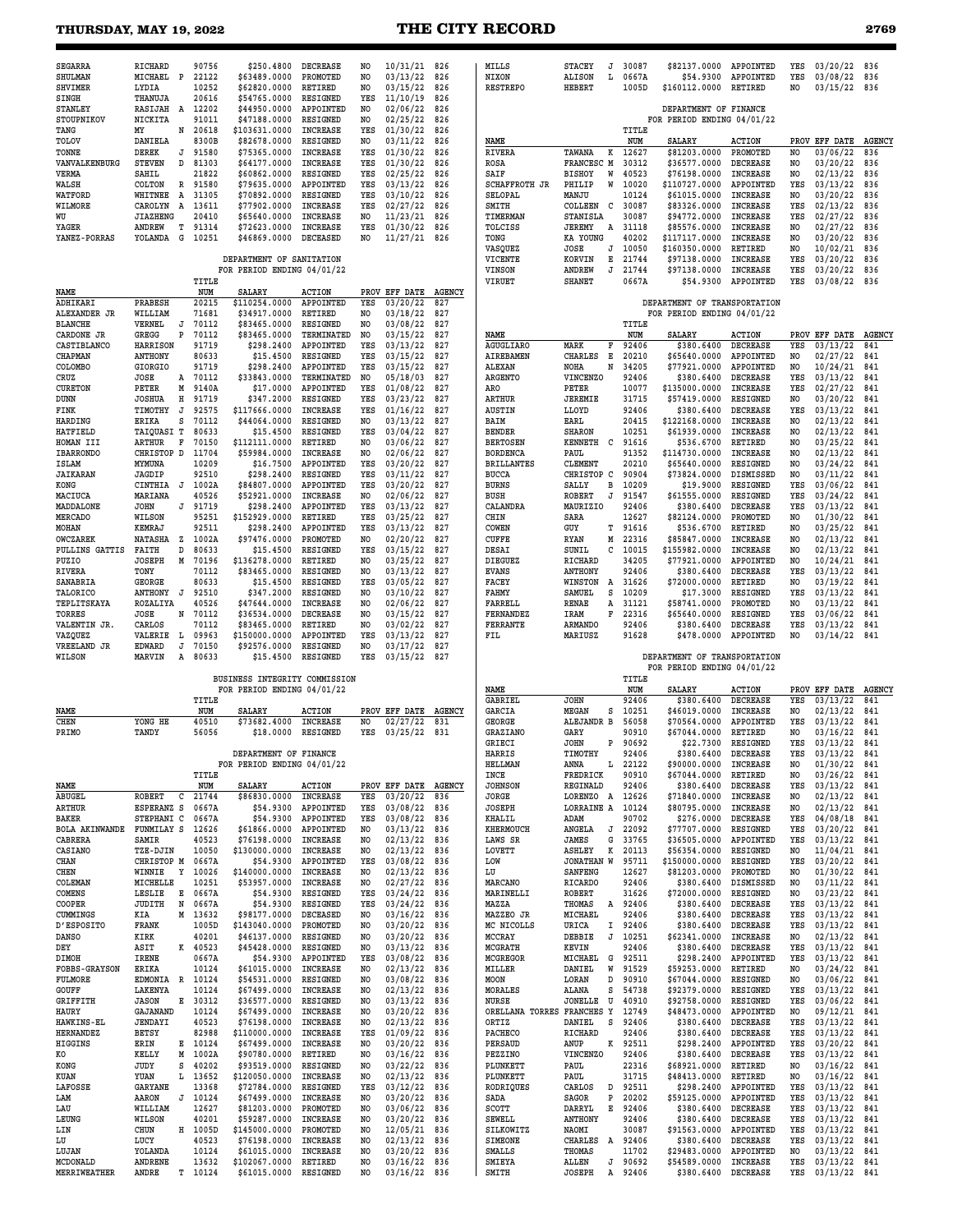| NAME | | | TITLE NUM | SALARY | ACTION | PROV | EFF DATE | AGENCY |
|---|---|---|---|---|---|---|---|---|
| SEGARRA | RICHARD | | 90756 | $250.4800 | DECREASE | NO | 10/31/21 | 826 |
| SHULMAN | MICHAEL | P | 22122 | $63489.0000 | PROMOTED | NO | 03/13/22 | 826 |
| SHVIMER | LYDIA | | 10252 | $62820.0000 | RETIRED | NO | 03/15/22 | 826 |
| SINGH | THANUJA | | 20616 | $54765.0000 | RESIGNED | YES | 11/10/19 | 826 |
| STANLEY | RASIJAH | A | 12202 | $44950.0000 | APPOINTED | NO | 02/06/22 | 826 |
| STOUPNIKOV | NICKITA | | 91011 | $47188.0000 | RESIGNED | NO | 02/25/22 | 826 |
| TANG | MY | N | 20618 | $103631.0000 | INCREASE | YES | 01/30/22 | 826 |
| TOLOV | DANIELA | | 8300B | $82678.0000 | RESIGNED | NO | 03/11/22 | 826 |
| TONNE | DEREK | J | 91580 | $75365.0000 | INCREASE | YES | 01/30/22 | 826 |
| VANVALKENBURG | STEVEN | D | 81303 | $64177.0000 | INCREASE | YES | 01/30/22 | 826 |
| VERMA | SAHIL | | 21822 | $60862.0000 | RESIGNED | YES | 02/25/22 | 826 |
| WALSH | COLTON | R | 91580 | $79635.0000 | APPOINTED | YES | 03/13/22 | 826 |
| WATFORD | WHITNEE | A | 31305 | $70892.0000 | RESIGNED | YES | 03/10/22 | 826 |
| WILMORE | CAROLYN | A | 13611 | $77902.0000 | INCREASE | YES | 02/27/22 | 826 |
| WU | JIAZHENG | | 20410 | $65640.0000 | INCREASE | NO | 11/23/21 | 826 |
| YAGER | ANDREW | T | 91314 | $72623.0000 | INCREASE | YES | 01/30/22 | 826 |
| YANEZ-PORRAS | YOLANDA | G | 10251 | $46869.0000 | DECEASED | NO | 11/27/21 | 826 |

DEPARTMENT OF SANITATION
FOR PERIOD ENDING 04/01/22

| NAME | | | TITLE NUM | SALARY | ACTION | PROV | EFF DATE | AGENCY |
|---|---|---|---|---|---|---|---|---|
| ADHIKARI | PRABESH | | 20215 | $110254.0000 | APPOINTED | YES | 03/20/22 | 827 |
| ALEXANDER JR | WILLIAM | | 71681 | $34917.0000 | RETIRED | NO | 03/18/22 | 827 |
| BLANCHE | VERNEL | J | 70112 | $83465.0000 | RESIGNED | NO | 03/08/22 | 827 |
| CARDONE JR | GREGG | P | 70112 | $83465.0000 | TERMINATED | NO | 03/15/22 | 827 |
| CASTIBLANCO | HARRISON | | 91719 | $298.2400 | APPOINTED | YES | 03/13/22 | 827 |
| CHAPMAN | ANTHONY | | 80633 | $15.4500 | RESIGNED | YES | 03/15/22 | 827 |
| COLOMBO | GIORGIO | | 91719 | $298.2400 | APPOINTED | YES | 03/13/22 | 827 |
| CRUZ | JOSE | A | 70112 | $33843.0000 | TERMINATED | NO | 05/18/03 | 827 |
| CURETON | PETER | M | 9140A | $17.0000 | APPOINTED | YES | 01/08/22 | 827 |
| DUNN | JOSHUA | H | 91719 | $347.2000 | RESIGNED | YES | 03/23/22 | 827 |
| FINK | TIMOTHY | J | 92575 | $117666.0000 | INCREASE | YES | 01/16/22 | 827 |
| HARDING | ERIKA | S | 70112 | $44064.0000 | RESIGNED | NO | 03/13/22 | 827 |
| HATFIELD | TAIQUASI | T | 80633 | $15.4500 | RESIGNED | YES | 03/04/22 | 827 |
| HOMAN III | ARTHUR | F | 70150 | $112111.0000 | RETIRED | NO | 03/06/22 | 827 |
| IBARRONDO | CHRISTOP | D | 11704 | $59984.0000 | INCREASE | NO | 02/06/22 | 827 |
| ISLAM | MYMUNA | | 10209 | $16.7500 | APPOINTED | YES | 03/20/22 | 827 |
| JAIKARAN | JAGDIP | | 92510 | $298.2400 | RESIGNED | YES | 03/11/22 | 827 |
| KONG | CINTHIA | J | 1002A | $84807.0000 | APPOINTED | YES | 03/20/22 | 827 |
| MACIUCA | MARIANA | | 40526 | $52921.0000 | INCREASE | NO | 02/06/22 | 827 |
| MADDALONE | JOHN | J | 91719 | $298.2400 | APPOINTED | YES | 03/13/22 | 827 |
| MERCADO | WILSON | | 95251 | $152929.0000 | RETIRED | YES | 03/25/22 | 827 |
| MOHAN | KEMRAJ | | 92511 | $298.2400 | APPOINTED | YES | 03/13/22 | 827 |
| OWCZAREK | NATASHA | Z | 1002A | $97476.0000 | PROMOTED | NO | 02/20/22 | 827 |
| PULLINS GATTIS | FAITH | D | 80633 | $15.4500 | RESIGNED | YES | 03/15/22 | 827 |
| PUZIO | JOSEPH | M | 70196 | $136278.0000 | RETIRED | NO | 03/25/22 | 827 |
| RIVERA | TONY | | 70112 | $83465.0000 | RESIGNED | NO | 03/13/22 | 827 |
| SANABRIA | GEORGE | | 80633 | $15.4500 | RESIGNED | YES | 03/05/22 | 827 |
| TALORICO | ANTHONY | J | 92510 | $347.2000 | RESIGNED | NO | 03/10/22 | 827 |
| TEPLITSKAYA | ROZALIYA | | 40526 | $47644.0000 | INCREASE | NO | 02/06/22 | 827 |
| TORRES | JOSE | N | 70112 | $36534.0000 | DECREASE | NO | 03/15/22 | 827 |
| VALENTIN JR. | CARLOS | | 70112 | $83465.0000 | RETIRED | NO | 03/02/22 | 827 |
| VAZQUEZ | VALERIE | L | 09963 | $150000.0000 | APPOINTED | YES | 03/13/22 | 827 |
| VREELAND JR | EDWARD | J | 70150 | $92576.0000 | RESIGNED | NO | 03/17/22 | 827 |
| WILSON | MARVIN | A | 80633 | $15.4500 | RESIGNED | YES | 03/15/22 | 827 |

BUSINESS INTEGRITY COMMISSION
FOR PERIOD ENDING 04/01/22

| NAME | | | TITLE NUM | SALARY | ACTION | PROV | EFF DATE | AGENCY |
|---|---|---|---|---|---|---|---|---|
| CHEN | YONG HE | | 40510 | $73682.4000 | INCREASE | NO | 02/27/22 | 831 |
| PRIMO | TANDY | | 56056 | $18.0000 | RESIGNED | YES | 03/25/22 | 831 |

DEPARTMENT OF FINANCE
FOR PERIOD ENDING 04/01/22

| NAME | | | TITLE NUM | SALARY | ACTION | PROV | EFF DATE | AGENCY |
|---|---|---|---|---|---|---|---|---|
| ABUGEL | ROBERT | C | 21744 | $86830.0000 | INCREASE | YES | 03/20/22 | 836 |
| ARTHUR | ESPERANZ | S | 0667A | $54.9300 | APPOINTED | YES | 03/08/22 | 836 |
| BAKER | STEPHANI | C | 0667A | $54.9300 | APPOINTED | YES | 03/08/22 | 836 |
| BOLA AKINWANDE | FUNMILAY | S | 12626 | $61866.0000 | APPOINTED | NO | 03/13/22 | 836 |
| CABRERA | SAMIR | | 40523 | $76198.0000 | INCREASE | NO | 02/13/22 | 836 |
| CASIANO | TZE-DJIN | | 10050 | $130000.0000 | INCREASE | NO | 02/13/22 | 836 |
| CHAN | CHRISTOP | M | 0667A | $54.9300 | APPOINTED | YES | 03/08/22 | 836 |
| CHEN | WINNIE | Y | 10026 | $140000.0000 | INCREASE | NO | 02/13/22 | 836 |
| COLEMAN | MICHELLE | | 10251 | $53957.0000 | INCREASE | NO | 02/27/22 | 836 |
| COMENS | LESLIE | E | 0667A | $54.9300 | RESIGNED | YES | 03/24/22 | 836 |
| COOPER | JUDITH | N | 0667A | $54.9300 | RESIGNED | YES | 03/24/22 | 836 |
| CUMMINGS | KIA | M | 13632 | $98177.0000 | DECEASED | NO | 03/16/22 | 836 |
| D'ESPOSITO | FRANK | | 1005D | $143040.0000 | PROMOTED | NO | 03/20/22 | 836 |
| DANSO | KIRK | | 40201 | $46137.0000 | RESIGNED | NO | 03/20/22 | 836 |
| DEY | ASIT | K | 40523 | $45428.0000 | RESIGNED | NO | 03/13/22 | 836 |
| DIMOH | IRENE | | 0667A | $54.9300 | APPOINTED | YES | 03/08/22 | 836 |
| FOBBS-GRAYSON | ERIKA | | 10124 | $61015.0000 | INCREASE | NO | 02/13/22 | 836 |
| FULMORE | EDMONIA | R | 10124 | $54531.0000 | RESIGNED | NO | 03/08/22 | 836 |
| GOUFF | LAKENYA | | 10124 | $67499.0000 | INCREASE | NO | 02/13/22 | 836 |
| GRIFFITH | JASON | E | 30312 | $36577.0000 | RESIGNED | NO | 03/13/22 | 836 |
| HAURY | GAJANAND | | 10124 | $67499.0000 | INCREASE | NO | 03/20/22 | 836 |
| HAWKINS-EL | JENDAYI | | 40523 | $76198.0000 | INCREASE | NO | 02/13/22 | 836 |
| HERNANDEZ | BETSY | | 82988 | $110000.0000 | INCREASE | YES | 01/09/22 | 836 |
| HIGGINS | ERIN | E | 10124 | $67499.0000 | INCREASE | NO | 03/20/22 | 836 |
| KO | KELLY | M | 1002A | $90780.0000 | RETIRED | NO | 03/16/22 | 836 |
| KONG | JUDY | S | 40202 | $93519.0000 | RESIGNED | NO | 03/22/22 | 836 |
| KUAN | YUAN | L | 13652 | $120050.0000 | INCREASE | NO | 02/13/22 | 836 |
| LAFOSSE | GARYANE | | 13368 | $72784.0000 | RESIGNED | YES | 03/12/22 | 836 |
| LAM | AARON | J | 10124 | $67499.0000 | INCREASE | NO | 03/20/22 | 836 |
| LAU | WILLIAM | | 12627 | $81203.0000 | PROMOTED | NO | 03/06/22 | 836 |
| LEUNG | WILSON | | 40201 | $59287.0000 | INCREASE | NO | 03/20/22 | 836 |
| LIN | CHUN | H | 1005D | $145000.0000 | PROMOTED | NO | 12/05/21 | 836 |
| LU | LUCY | | 40523 | $76198.0000 | INCREASE | NO | 02/13/22 | 836 |
| LUJAN | YOLANDA | | 10124 | $61015.0000 | INCREASE | NO | 03/20/22 | 836 |
| MCDONALD | ANDRENE | | 13632 | $102067.0000 | RETIRED | NO | 03/16/22 | 836 |
| MERRIWEATHER | ANDRE | T | 10124 | $61015.0000 | RESIGNED | NO | 03/16/22 | 836 |
| MILLS | STACEY | J | 30087 | $82137.0000 | APPOINTED | YES | 03/20/22 | 836 |
| NIXON | ALISON | L | 0667A | $54.9300 | APPOINTED | YES | 03/08/22 | 836 |
| RESTREPO | HEBERT | | 1005D | $160112.0000 | RETIRED | NO | 03/15/22 | 836 |

DEPARTMENT OF FINANCE
FOR PERIOD ENDING 04/01/22

| NAME | | | TITLE NUM | SALARY | ACTION | PROV | EFF DATE | AGENCY |
|---|---|---|---|---|---|---|---|---|
| RIVERA | TAWANA | K | 12627 | $81203.0000 | PROMOTED | NO | 03/06/22 | 836 |
| ROSA | FRANCESC | M | 30312 | $36577.0000 | DECREASE | NO | 03/20/22 | 836 |
| SAIF | BISHOY | W | 40523 | $76198.0000 | INCREASE | NO | 02/13/22 | 836 |
| SCHAFFROTH JR | PHILIP | W | 10020 | $110727.0000 | APPOINTED | YES | 03/13/22 | 836 |
| SELOPAL | MANJU | | 10124 | $61015.0000 | INCREASE | NO | 03/20/22 | 836 |
| SMITH | COLLEEN | C | 30087 | $83326.0000 | INCREASE | YES | 02/13/22 | 836 |
| TIMERMAN | STANISLA | | 30087 | $94772.0000 | INCREASE | YES | 02/27/22 | 836 |
| TOLCISS | JEREMY | A | 31118 | $85576.0000 | INCREASE | NO | 02/27/22 | 836 |
| TONG | KA YOUNG | | 40202 | $117117.0000 | INCREASE | NO | 03/20/22 | 836 |
| VASQUEZ | JOSE | J | 10050 | $160350.0000 | RETIRED | NO | 10/02/21 | 836 |
| VICENTE | KORVIN | E | 21744 | $97138.0000 | INCREASE | YES | 03/20/22 | 836 |
| VINSON | ANDREW | J | 21744 | $97138.0000 | INCREASE | YES | 03/20/22 | 836 |
| VIRUET | SHANET | | 0667A | $54.9300 | APPOINTED | YES | 03/08/22 | 836 |

DEPARTMENT OF TRANSPORTATION
FOR PERIOD ENDING 04/01/22

| NAME | | | TITLE NUM | SALARY | ACTION | PROV | EFF DATE | AGENCY |
|---|---|---|---|---|---|---|---|---|
| AGUGLIARO | MARK | F | 92406 | $380.6400 | DECREASE | YES | 03/13/22 | 841 |
| AIREBAMEN | CHARLES | E | 20210 | $65640.0000 | APPOINTED | NO | 02/27/22 | 841 |
| ALEXAN | NOHA | N | 34205 | $77921.0000 | APPOINTED | NO | 10/24/21 | 841 |
| ARGENTO | VINCENZO | | 92406 | $380.6400 | DECREASE | YES | 03/13/22 | 841 |
| ARO | PETER | | 10077 | $135000.0000 | INCREASE | YES | 02/27/22 | 841 |
| ARTHUR | JEREMIE | | 31715 | $57419.0000 | RESIGNED | NO | 03/20/22 | 841 |
| AUSTIN | LLOYD | | 92406 | $380.6400 | DECREASE | YES | 03/13/22 | 841 |
| BAIM | EARL | | 20415 | $122168.0000 | INCREASE | NO | 02/13/22 | 841 |
| BENDER | SHARON | | 10251 | $61939.0000 | INCREASE | NO | 02/13/22 | 841 |
| BERTOSEN | KENNETH | C | 91616 | $536.6700 | RETIRED | NO | 03/25/22 | 841 |
| BORDENCA | PAUL | | 91352 | $114730.0000 | INCREASE | NO | 02/13/22 | 841 |
| BRILLANTES | CLEMENT | | 20210 | $65640.0000 | RESIGNED | NO | 03/24/22 | 841 |
| BUCCA | CHRISTOP | C | 90904 | $73824.0000 | DISMISSED | NO | 03/11/22 | 841 |
| BURNS | SALLY | B | 10209 | $19.9000 | RESIGNED | YES | 03/06/22 | 841 |
| BUSH | ROBERT | J | 91547 | $61555.0000 | RESIGNED | YES | 03/24/22 | 841 |
| CALANDRA | MAURIZIO | | 92406 | $380.6400 | DECREASE | YES | 03/13/22 | 841 |
| CHIN | SARA | | 12627 | $82124.0000 | PROMOTED | NO | 01/30/22 | 841 |
| COWEN | GUY | T | 91616 | $536.6700 | RETIRED | NO | 03/25/22 | 841 |
| CUFFE | RYAN | M | 22316 | $85847.0000 | INCREASE | NO | 02/13/22 | 841 |
| DESAI | SUNIL | C | 10015 | $155982.0000 | INCREASE | NO | 02/13/22 | 841 |
| DIEGUEZ | RICHARD | | 34205 | $77921.0000 | APPOINTED | NO | 10/24/21 | 841 |
| EVANS | ANTHONY | | 92406 | $380.6400 | DECREASE | YES | 03/13/22 | 841 |
| FACEY | WINSTON | A | 31626 | $72000.0000 | RETIRED | NO | 03/19/22 | 841 |
| FAHMY | SAMUEL | S | 10209 | $17.3000 | RESIGNED | YES | 03/13/22 | 841 |
| FARRELL | RENAE | A | 31121 | $58741.0000 | PROMOTED | NO | 03/13/22 | 841 |
| FERNANDEZ | IRAM | F | 22316 | $65640.0000 | RESIGNED | YES | 03/06/22 | 841 |
| FERRANTE | ARMANDO | | 92406 | $380.6400 | DECREASE | YES | 03/13/22 | 841 |
| FIL | MARIUSZ | | 91628 | $478.0000 | APPOINTED | NO | 03/14/22 | 841 |

DEPARTMENT OF TRANSPORTATION
FOR PERIOD ENDING 04/01/22

| NAME | | | TITLE NUM | SALARY | ACTION | PROV | EFF DATE | AGENCY |
|---|---|---|---|---|---|---|---|---|
| GABRIEL | JOHN | | 92406 | $380.6400 | DECREASE | YES | 03/13/22 | 841 |
| GARCIA | MEGAN | S | 10251 | $46019.0000 | INCREASE | NO | 02/13/22 | 841 |
| GEORGE | ALEJANDR | B | 56058 | $70564.0000 | APPOINTED | YES | 03/13/22 | 841 |
| GRAZIANO | GARY | | 90910 | $67044.0000 | RETIRED | NO | 03/16/22 | 841 |
| GRIECI | JOHN | P | 90692 | $22.7300 | RESIGNED | YES | 03/13/22 | 841 |
| HARRIS | TIMOTHY | | 92406 | $380.6400 | DECREASE | YES | 03/13/22 | 841 |
| HELLMAN | ANNA | L | 22122 | $90000.0000 | INCREASE | NO | 01/30/22 | 841 |
| INCE | FREDRICK | | 90910 | $67044.0000 | RETIRED | NO | 03/26/22 | 841 |
| JOHNSON | REGINALD | | 92406 | $380.6400 | DECREASE | YES | 03/13/22 | 841 |
| JORGE | LORENZO | A | 12626 | $71840.0000 | INCREASE | NO | 02/13/22 | 841 |
| JOSEPH | LORRAINE | A | 10124 | $80795.0000 | INCREASE | NO | 02/13/22 | 841 |
| KHALIL | ADAM | | 90702 | $276.0000 | DECREASE | YES | 04/08/18 | 841 |
| KHERMOUCH | ANGELA | J | 22092 | $77707.0000 | RESIGNED | YES | 03/20/22 | 841 |
| LAWS SR | JAMES | G | 33765 | $36505.0000 | APPOINTED | YES | 03/13/22 | 841 |
| LOVETT | ASHLEY | K | 20113 | $56354.0000 | RESIGNED | NO | 11/04/21 | 841 |
| LOW | JONATHAN | W | 95711 | $150000.0000 | RESIGNED | YES | 03/20/22 | 841 |
| LU | SANFENG | | 12627 | $81203.0000 | PROMOTED | NO | 01/30/22 | 841 |
| MARCANO | RICARDO | | 92406 | $380.6400 | DISMISSED | NO | 03/11/22 | 841 |
| MARINELLI | ROBERT | | 31626 | $72000.0000 | RESIGNED | NO | 03/23/22 | 841 |
| MAZZA | THOMAS | A | 92406 | $380.6400 | DECREASE | YES | 03/13/22 | 841 |
| MAZZEO JR | MICHAEL | | 92406 | $380.6400 | DECREASE | YES | 03/13/22 | 841 |
| MC NICOLLS | URICA | I | 92406 | $380.6400 | DECREASE | YES | 03/13/22 | 841 |
| MCCRAY | DEBBIE | J | 10251 | $62341.0000 | INCREASE | NO | 02/13/22 | 841 |
| MCGRATH | KEVIN | | 92406 | $380.6400 | DECREASE | YES | 03/13/22 | 841 |
| MCGREGOR | MICHAEL | G | 92511 | $298.2400 | APPOINTED | YES | 03/13/22 | 841 |
| MILLER | DANIEL | W | 91529 | $59253.0000 | RETIRED | NO | 03/24/22 | 841 |
| MOON | LORAN | D | 90910 | $67044.0000 | RESIGNED | NO | 03/06/22 | 841 |
| MORALES | ALANA | S | 54738 | $92379.0000 | RESIGNED | YES | 03/13/22 | 841 |
| NURSE | JONELLE | U | 40910 | $92758.0000 | RESIGNED | YES | 03/06/22 | 841 |
| ORELLANA TORRES | FRANCHES | Y | 12749 | $48473.0000 | APPOINTED | NO | 09/12/21 | 841 |
| ORTIZ | DANIEL | S | 92406 | $380.6400 | DECREASE | YES | 03/13/22 | 841 |
| PACHECO | RICHARD | | 92406 | $380.6400 | DECREASE | YES | 03/13/22 | 841 |
| PERSAUD | ANUP | K | 92511 | $298.2400 | APPOINTED | YES | 03/20/22 | 841 |
| PEZZINO | VINCENZO | | 92406 | $380.6400 | DECREASE | YES | 03/13/22 | 841 |
| PLUNKETT | PAUL | | 22316 | $68921.0000 | RETIRED | NO | 03/16/22 | 841 |
| PLUNKETT | PAUL | | 31715 | $48413.0000 | RETIRED | NO | 03/16/22 | 841 |
| RODRIQUES | CARLOS | D | 92511 | $298.2400 | APPOINTED | YES | 03/13/22 | 841 |
| SADA | SAGOR | P | 20202 | $59125.0000 | APPOINTED | YES | 03/13/22 | 841 |
| SCOTT | DARRYL | E | 92406 | $380.6400 | DECREASE | YES | 03/13/22 | 841 |
| SEWELL | ANTHONY | | 92406 | $380.6400 | DECREASE | YES | 03/13/22 | 841 |
| SILKOWITZ | NAOMI | | 30087 | $91563.0000 | APPOINTED | YES | 03/13/22 | 841 |
| SIMEONE | CHARLES | A | 92406 | $380.6400 | DECREASE | YES | 03/13/22 | 841 |
| SMALLS | THOMAS | | 11702 | $29483.0000 | APPOINTED | NO | 03/13/22 | 841 |
| SMIEYA | ALLEN | J | 90692 | $54589.0000 | INCREASE | YES | 03/13/22 | 841 |
| SMITH | JOSEPH | A | 92406 | $380.6400 | DECREASE | YES | 03/13/22 | 841 |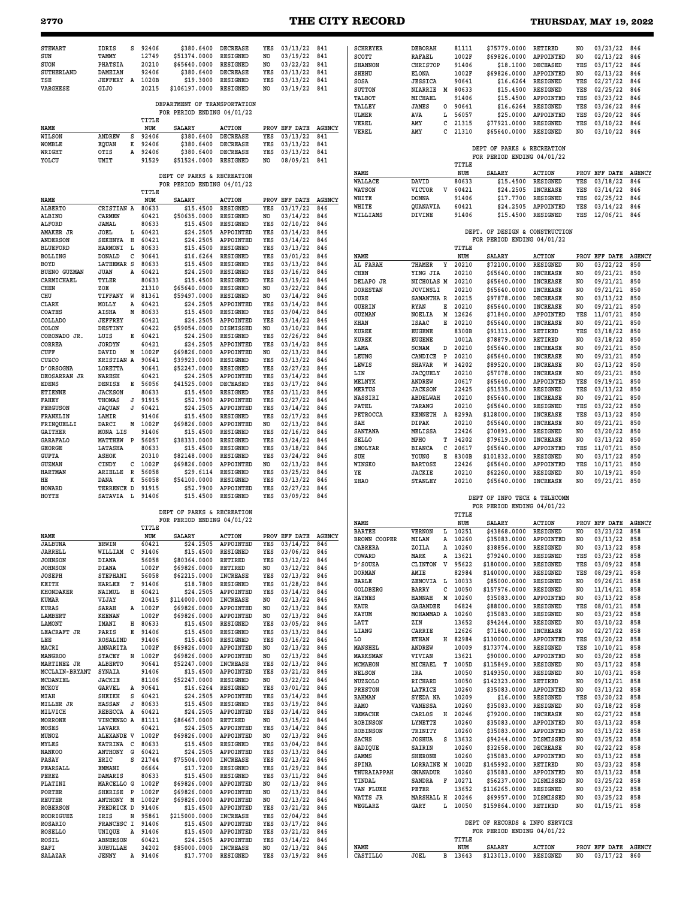| NAME | | | TITLE NUM | SALARY | ACTION | PROV | EFF DATE | AGENCY |
|---|---|---|---|---|---|---|---|---|
| STEWART | IDRIS | S | 92406 | $380.6400 | DECREASE | YES | 03/13/22 | 841 |
| SUN | TAMMY | | 12749 | $51374.0000 | RESIGNED | NO | 03/19/22 | 841 |
| SUON | PHATSIA | | 20210 | $65640.0000 | RESIGNED | NO | 03/22/22 | 841 |
| SUTHERLAND | DAMEIAN | | 92406 | $380.6400 | DECREASE | YES | 03/13/22 | 841 |
| TSE | JEFFERY | A | 1020B | $19.3000 | RESIGNED | YES | 03/13/22 | 841 |
| VARGHESE | GIJO | | 20215 | $106197.0000 | RESIGNED | NO | 03/19/22 | 841 |

DEPARTMENT OF TRANSPORTATION
FOR PERIOD ENDING 04/01/22

| NAME | | | TITLE NUM | SALARY | ACTION | PROV | EFF DATE | AGENCY |
|---|---|---|---|---|---|---|---|---|
| WILSON | ANDREW | S | 92406 | $380.6400 | DECREASE | YES | 03/13/22 | 841 |
| WOMBLE | EQUAN | K | 92406 | $380.6400 | DECREASE | YES | 03/13/22 | 841 |
| WRIGHT | OTIS | A | 92406 | $380.6400 | DECREASE | YES | 03/13/22 | 841 |
| YOLCU | UMIT | | 91529 | $51524.0000 | RESIGNED | NO | 08/09/21 | 841 |

DEPT OF PARKS & RECREATION
FOR PERIOD ENDING 04/01/22

| NAME | | | TITLE NUM | SALARY | ACTION | PROV | EFF DATE | AGENCY |
|---|---|---|---|---|---|---|---|---|
| ALBERTO | CRISTIAN | A | 80633 | $15.4500 | RESIGNED | YES | 03/17/22 | 846 |
| ALBINO | CARMEN | | 60421 | $50635.0000 | RESIGNED | NO | 03/14/22 | 846 |
| ALFORD | JAMAL | | 80633 | $15.4500 | RESIGNED | YES | 02/10/22 | 846 |
| AMAKER JR | JOEL | L | 60421 | $24.2505 | APPOINTED | YES | 03/14/22 | 846 |
| ANDERSON | SEKENYA | H | 60421 | $24.2505 | APPOINTED | YES | 03/14/22 | 846 |
| BLUEFORD | HARMONI | L | 80633 | $15.4500 | RESIGNED | YES | 03/13/22 | 846 |
| BOLLING | DONALD | C | 90641 | $16.6264 | RESIGNED | YES | 03/01/22 | 846 |
| BOYD | LATEEMAR | S | 80633 | $15.4500 | RESIGNED | YES | 03/13/22 | 846 |
| BUENO GUZMAN | JUAN | A | 60421 | $24.2500 | RESIGNED | YES | 03/16/22 | 846 |
| CARMICHAEL | TYLER | | 80633 | $15.4500 | RESIGNED | YES | 03/19/22 | 846 |
| CHEN | ZOE | | 21310 | $65640.0000 | RESIGNED | NO | 03/22/22 | 846 |
| CHU | TIFFANY | W | 81361 | $55497.0000 | RESIGNED | NO | 03/14/22 | 846 |
| CLARK | MOLLY | A | 60421 | $24.2505 | APPOINTED | YES | 03/14/22 | 846 |
| COATES | AISHA | M | 80633 | $15.4500 | RESIGNED | YES | 03/04/22 | 846 |
| COLLADO | JEFFREY | | 60421 | $24.2505 | APPOINTED | YES | 03/14/22 | 846 |
| COLON | DESTINY | | 60422 | $59054.0000 | DISMISSED | NO | 03/10/22 | 846 |
| CORONADO JR. | LUIS | E | 60421 | $24.2500 | RESIGNED | YES | 02/26/22 | 846 |
| CORREA | JORDYN | | 60421 | $24.2505 | APPOINTED | YES | 03/14/22 | 846 |
| CUFF | DAVID | M | 1002F | $69826.0000 | APPOINTED | NO | 02/13/22 | 846 |
| CUZCO | KRISTIAN | A | 90641 | $39923.0000 | RESIGNED | YES | 03/13/22 | 846 |
| D'ORSOGNA | LORETTA | | 90641 | $52247.0000 | RESIGNED | YES | 02/27/22 | 846 |
| DEOSARRAN JR | NARESH | | 60421 | $24.2505 | APPOINTED | YES | 03/14/22 | 846 |
| EDENS | DENISE | E | 56056 | $41525.0000 | DECEASED | YES | 03/17/22 | 846 |
| ETIENNE | JACKSON | | 80633 | $15.4500 | RESIGNED | YES | 03/11/22 | 846 |
| FAHEY | THOMAS | J | 91915 | $52.7900 | APPOINTED | YES | 02/27/22 | 846 |
| FERGUSON | JAQUAN | J | 60421 | $24.2505 | APPOINTED | YES | 03/14/22 | 846 |
| FRANKLIN | LAMIR | | 91406 | $15.4500 | RESIGNED | YES | 02/17/22 | 846 |
| FRINQUELLI | DARCI | M | 1002F | $69826.0000 | APPOINTED | NO | 02/13/22 | 846 |
| GAITHER | MONA LIS | | 91406 | $15.4500 | RESIGNED | YES | 02/16/22 | 846 |
| GARAFALO | MATTHEW | P | 56057 | $38333.0000 | RESIGNED | YES | 03/24/22 | 846 |
| GEORGE | LATASHA | | 80633 | $15.4500 | RESIGNED | YES | 03/18/22 | 846 |
| GUPTA | ASHOK | | 20310 | $82148.0000 | RESIGNED | YES | 03/24/22 | 846 |
| GUZMAN | CINDY | C | 1002F | $69826.0000 | APPOINTED | NO | 02/13/22 | 846 |
| HARTMAN | ARIELLE | R | 56058 | $29.6114 | RESIGNED | YES | 03/25/22 | 846 |
| HE | DANA | K | 56058 | $54100.0000 | RESIGNED | YES | 03/13/22 | 846 |
| HOWARD | TERRENCE | D | 91915 | $52.7900 | APPOINTED | YES | 02/27/22 | 846 |
| HOYTE | SATAVIA | L | 91406 | $15.4500 | RESIGNED | YES | 03/09/22 | 846 |

DEPT OF PARKS & RECREATION
FOR PERIOD ENDING 04/01/22

| NAME | | | TITLE NUM | SALARY | ACTION | PROV | EFF DATE | AGENCY |
|---|---|---|---|---|---|---|---|---|
| JALBUNA | ERWIN | | 60421 | $24.2505 | APPOINTED | YES | 03/14/22 | 846 |
| JARRELL | WILLIAM | C | 91406 | $15.4500 | RESIGNED | YES | 03/06/22 | 846 |
| JOHNSON | DIANA | | 56058 | $80364.0000 | RETIRED | YES | 03/12/22 | 846 |
| JOHNSON | DIANA | | 1002F | $69826.0000 | RETIRED | NO | 03/12/22 | 846 |
| JOSEPH | STEPHANI | | 56058 | $62215.0000 | INCREASE | YES | 02/13/22 | 846 |
| KEITH | HARLEE | T | 91406 | $18.7800 | RESIGNED | YES | 01/28/22 | 846 |
| KHONDAKER | NAIMUL | H | 60421 | $24.2505 | APPOINTED | YES | 03/14/22 | 846 |
| KUMAR | VIJAY | | 20415 | $114000.0000 | INCREASE | NO | 02/13/22 | 846 |
| KURAS | SARAH | A | 1002F | $69826.0000 | APPOINTED | NO | 02/13/22 | 846 |
| LAMBERT | KEENAN | | 1002F | $69826.0000 | APPOINTED | NO | 02/13/22 | 846 |
| LAMONT | IMANI | H | 80633 | $15.4500 | RESIGNED | YES | 03/05/22 | 846 |
| LEACRAFT JR | PARIS | E | 91406 | $15.4500 | RESIGNED | YES | 03/13/22 | 846 |
| LEE | ROSALIND | | 91406 | $15.4500 | RESIGNED | YES | 03/16/22 | 846 |
| MACRI | ANNARITA | | 1002F | $69826.0000 | APPOINTED | NO | 02/13/22 | 846 |
| MANGROO | STACEY | N | 1002F | $69826.0000 | APPOINTED | NO | 02/13/22 | 846 |
| MARTINEZ JR | ALBERTO | | 90641 | $52247.0000 | INCREASE | YES | 02/13/22 | 846 |
| MCCLAIN-BRYANT | SYNAIA | | 91406 | $15.4500 | APPOINTED | YES | 03/21/22 | 846 |
| MCDANIEL | JACKIE | | 81106 | $52247.0000 | RESIGNED | NO | 03/22/22 | 846 |
| MCKOY | GARVEL | A | 90641 | $16.6264 | RESIGNED | YES | 03/01/22 | 846 |
| MIAH | SHEIKH | S | 60421 | $24.2505 | APPOINTED | YES | 03/14/22 | 846 |
| MILLER JR | HASSAN | J | 80633 | $15.4500 | RESIGNED | YES | 03/19/22 | 846 |
| MILVICH | REBECCA | A | 60421 | $24.2505 | APPOINTED | YES | 03/14/22 | 846 |
| MORRONE | VINCENZO | A | 81111 | $86467.0000 | RETIRED | NO | 03/15/22 | 846 |
| MOSES | LAVARR | | 60421 | $24.2505 | APPOINTED | YES | 03/14/22 | 846 |
| MUNOZ | ALEXANDE | V | 1002F | $69826.0000 | APPOINTED | NO | 02/13/22 | 846 |
| MYLES | KATRINA | C | 80633 | $15.4500 | RESIGNED | YES | 03/04/22 | 846 |
| NANKOO | ANTHONY | G | 60421 | $24.2505 | APPOINTED | YES | 03/13/22 | 846 |
| PASAY | ERIC | S | 21744 | $75504.0000 | INCREASE | YES | 02/13/22 | 846 |
| PEARSALL | EMMANI | | 06664 | $17.7200 | RESIGNED | YES | 01/29/22 | 846 |
| PEREZ | DAMARIS | | 80633 | $15.4500 | RESIGNED | YES | 03/11/22 | 846 |
| PLATINI | MARCELLO | G | 1002F | $69826.0000 | APPOINTED | NO | 02/13/22 | 846 |
| PORTER | SHERISE | P | 1002F | $69826.0000 | APPOINTED | NO | 02/13/22 | 846 |
| REUTER | ANTHONY | M | 1002F | $69826.0000 | APPOINTED | NO | 02/13/22 | 846 |
| ROBERSON | FREDRICK | D | 91406 | $15.4500 | APPOINTED | YES | 03/21/22 | 846 |
| RODRIGUEZ | IRIS | N | 95861 | $215000.0000 | INCREASE | YES | 02/04/22 | 846 |
| ROSARIO | FRANCESC | I | 91406 | $15.4500 | APPOINTED | YES | 03/17/22 | 846 |
| ROSELLO | UNIQUE | A | 91406 | $15.4500 | APPOINTED | YES | 03/21/22 | 846 |
| ROSIL | ABNERSON | | 60421 | $24.2505 | APPOINTED | YES | 03/14/22 | 846 |
| SAFI | RUHULLAH | | 34202 | $85000.0000 | INCREASE | NO | 02/13/22 | 846 |
| SALAZAR | JENNY | A | 91406 | $17.7700 | RESIGNED | YES | 03/19/22 | 846 |
| SCHREYER | DEBORAH | | 81111 | $75779.0000 | RETIRED | NO | 03/23/22 | 846 |
| SCOTT | RAFAEL | | 1002F | $69826.0000 | APPOINTED | NO | 02/13/22 | 846 |
| SHANNON | CHRISTOP | | 91406 | $18.1000 | DECEASED | YES | 03/17/22 | 846 |
| SHEHU | ELONA | | 1002F | $69826.0000 | APPOINTED | NO | 02/13/22 | 846 |
| SOSA | JESSICA | | 90641 | $16.6264 | RESIGNED | YES | 02/27/22 | 846 |
| SUTTON | NIARRIE | M | 80633 | $15.4500 | RESIGNED | YES | 02/25/22 | 846 |
| TALBOT | MICHAEL | | 91406 | $15.4500 | APPOINTED | YES | 03/23/22 | 846 |
| TALLEY | JAMES | O | 90641 | $16.6264 | RESIGNED | YES | 03/26/22 | 846 |
| ULMER | AVA | L | 56057 | $25.0000 | APPOINTED | YES | 03/20/22 | 846 |
| VEREL | AMY | C | 21315 | $77921.0000 | RESIGNED | YES | 03/10/22 | 846 |
| VEREL | AMY | C | 21310 | $65640.0000 | RESIGNED | NO | 03/10/22 | 846 |

DEPT OF PARKS & RECREATION
FOR PERIOD ENDING 04/01/22

| NAME | | | TITLE NUM | SALARY | ACTION | PROV | EFF DATE | AGENCY |
|---|---|---|---|---|---|---|---|---|
| WALLACE | DAVID | | 80633 | $15.4500 | RESIGNED | YES | 03/18/22 | 846 |
| WATSON | VICTOR | V | 60421 | $24.2505 | INCREASE | YES | 03/14/22 | 846 |
| WHITE | DONNA | | 91406 | $17.7700 | RESIGNED | YES | 02/25/22 | 846 |
| WHITE | QUANAVIA | | 60421 | $24.2505 | APPOINTED | YES | 03/14/22 | 846 |
| WILLIAMS | DIVINE | | 91406 | $15.4500 | RESIGNED | YES | 12/06/21 | 846 |

DEPT. OF DESIGN & CONSTRUCTION
FOR PERIOD ENDING 04/01/22

| NAME | | | TITLE NUM | SALARY | ACTION | PROV | EFF DATE | AGENCY |
|---|---|---|---|---|---|---|---|---|
| AL FARAH | THAMER | Y | 20210 | $72100.0000 | RESIGNED | NO | 03/22/22 | 850 |
| CHEN | YING JIA | | 20210 | $65640.0000 | INCREASE | NO | 09/21/21 | 850 |
| DELAPO JR | NICHOLAS | M | 20210 | $65640.0000 | INCREASE | NO | 09/21/21 | 850 |
| DORESTAN | JOVINSLI | | 20210 | $65640.0000 | INCREASE | NO | 09/21/21 | 850 |
| DURE | SAMANTHA | R | 20215 | $97878.0000 | DECREASE | NO | 03/13/22 | 850 |
| GUERIN | RYAN | E | 20210 | $65640.0000 | INCREASE | NO | 09/21/21 | 850 |
| GUZMAN | NOELIA | M | 12626 | $71840.0000 | APPOINTED | YES | 11/07/21 | 850 |
| KHAN | ISAAC | E | 20210 | $65640.0000 | INCREASE | NO | 09/21/21 | 850 |
| KUREK | EUGENE | | 8300B | $91311.0000 | RETIRED | YES | 03/18/22 | 850 |
| KUREK | EUGENE | | 1001A | $78879.0000 | RETIRED | NO | 03/18/22 | 850 |
| LAMA | SONAM | D | 20210 | $65640.0000 | INCREASE | NO | 09/21/21 | 850 |
| LEUNG | CANDICE | P | 20210 | $65640.0000 | INCREASE | NO | 09/21/21 | 850 |
| LEWIS | SHAVAR | W | 34202 | $89520.0000 | INCREASE | NO | 03/13/22 | 850 |
| LIN | JACQUELY | | 20210 | $57078.0000 | INCREASE | NO | 09/21/21 | 850 |
| MELNYK | ANDREW | | 20617 | $65640.0000 | APPOINTED | YES | 09/19/21 | 850 |
| MERTUS | JACKSON | | 22425 | $51535.0000 | RESIGNED | YES | 03/13/22 | 850 |
| NASSIRI | ABDELWAH | | 20210 | $65640.0000 | INCREASE | NO | 09/21/21 | 850 |
| PATEL | TARANG | | 20210 | $65640.0000 | RESIGNED | YES | 03/22/22 | 850 |
| PETROCCA | KENNETH | A | 8299A | $128000.0000 | INCREASE | YES | 03/13/22 | 850 |
| SAH | DIPAK | | 20210 | $65640.0000 | INCREASE | NO | 09/21/21 | 850 |
| SANTANA | MELISSA | | 22426 | $70891.0000 | RESIGNED | NO | 03/20/22 | 850 |
| SELLO | MPHO | T | 34202 | $79619.0000 | INCREASE | NO | 03/13/22 | 850 |
| SMOLYAR | BIANCA | C | 20617 | $65640.0000 | APPOINTED | YES | 11/07/21 | 850 |
| SUH | YOUNG | E | 8300B | $101832.0000 | RESIGNED | NO | 03/17/22 | 850 |
| WINSKO | BARTOSZ | | 22426 | $65640.0000 | APPOINTED | YES | 10/17/21 | 850 |
| YE | JACKIE | | 20210 | $62260.0000 | RESIGNED | NO | 10/19/21 | 850 |
| ZHAO | STANLEY | | 20210 | $65640.0000 | INCREASE | NO | 09/21/21 | 850 |

DEPT OF INFO TECH & TELECOMM
FOR PERIOD ENDING 04/01/22

| NAME | | | TITLE NUM | SALARY | ACTION | PROV | EFF DATE | AGENCY |
|---|---|---|---|---|---|---|---|---|
| BARTEE | VERNON | L | 10251 | $43868.0000 | RESIGNED | NO | 03/23/22 | 858 |
| BROWN COOPER | MILAN | A | 10260 | $35083.0000 | APPOINTED | NO | 03/13/22 | 858 |
| CABRERA | ZOILA | A | 10260 | $38856.0000 | RESIGNED | NO | 03/13/22 | 858 |
| COWARD | MARK | A | 13621 | $79240.0000 | RESIGNED | YES | 03/23/22 | 858 |
| D'SOUZA | CLINTON | V | 95622 | $180000.0000 | RESIGNED | YES | 03/09/22 | 858 |
| DORMAN | AMIE | | 82984 | $140000.0000 | RESIGNED | YES | 08/29/21 | 858 |
| EARLE | ZENOVIA | L | 10033 | $85000.0000 | RESIGNED | NO | 09/26/21 | 858 |
| GOLDBERG | BARRY | C | 10050 | $157976.0000 | RESIGNED | NO | 11/14/21 | 858 |
| HAYNES | HANNAH | M | 10260 | $35083.0000 | APPOINTED | NO | 03/13/22 | 858 |
| KAUR | GAGANDEE | | 06824 | $88000.0000 | RESIGNED | YES | 08/01/21 | 858 |
| KAYUM | MOHAMMAD | A | 10260 | $35083.0000 | RESIGNED | NO | 03/23/22 | 858 |
| LATT | ZIN | | 13652 | $94244.0000 | RESIGNED | NO | 03/10/22 | 858 |
| LIANG | CARRIE | | 12626 | $71840.0000 | INCREASE | NO | 02/27/22 | 858 |
| LO | ETHAN | H | 82984 | $130000.0000 | APPOINTED | YES | 03/20/22 | 858 |
| MANSHEL | ANDREW | | 10009 | $173774.0000 | RESIGNED | YES | 10/10/21 | 858 |
| MARKSMAN | VIVIAN | | 13621 | $90000.0000 | APPOINTED | NO | 03/20/22 | 858 |
| MCMAHON | MICHAEL | T | 1005D | $115849.0000 | RESIGNED | NO | 03/17/22 | 858 |
| NELSON | IRA | | 10050 | $149350.0000 | RESIGNED | NO | 10/03/21 | 858 |
| NUZZOLO | RICHARD | | 10050 | $142323.0000 | RETIRED | NO | 09/12/21 | 858 |
| PRESTON | LATRICE | | 10260 | $35083.0000 | APPOINTED | NO | 03/13/22 | 858 |
| RAHMAN | SYEDA NA | | 10209 | $16.0000 | RESIGNED | YES | 03/20/22 | 858 |
| RAMO | VANESSA | | 10260 | $35083.0000 | RESIGNED | NO | 03/18/22 | 858 |
| REMACHE | CARLOS | H | 20246 | $79200.0000 | INCREASE | NO | 02/27/22 | 858 |
| ROBINSON | LYNETTE | | 10260 | $35083.0000 | APPOINTED | NO | 03/13/22 | 858 |
| ROBINSON | TRINITY | | 10260 | $35083.0000 | APPOINTED | NO | 03/13/22 | 858 |
| SACHS | JOSHUA | S | 13632 | $94244.0000 | DISMISSED | NO | 03/25/22 | 858 |
| SADIQUE | SAIRIN | | 10260 | $32658.0000 | DECREASE | NO | 02/22/22 | 858 |
| SAMMS | SHERONE | | 10260 | $35083.0000 | APPOINTED | NO | 03/13/22 | 858 |
| SPINA | LORRAINE | M | 1002D | $145992.0000 | RETIRED | NO | 03/23/22 | 858 |
| THURAIAPPAH | GNANADUR | | 10260 | $35083.0000 | APPOINTED | NO | 03/13/22 | 858 |
| TINDAL | SANDRA | F | 10271 | $56237.0000 | DISMISSED | NO | 03/25/22 | 858 |
| VAN FLUKE | PETER | | 13652 | $116265.0000 | RESIGNED | NO | 03/23/22 | 858 |
| WATTS JR | MARSHALL | H | 20246 | $69957.0000 | DISMISSED | NO | 03/25/22 | 858 |
| WEGLARZ | GARY | L | 10050 | $159864.0000 | RETIRED | NO | 01/15/21 | 858 |

DEPT OF RECORDS & INFO SERVICE
FOR PERIOD ENDING 04/01/22

| NAME | | | TITLE NUM | SALARY | ACTION | PROV | EFF DATE | AGENCY |
|---|---|---|---|---|---|---|---|---|
| CASTILLO | JOEL | B | 13643 | $123013.0000 | RESIGNED | NO | 03/17/22 | 860 |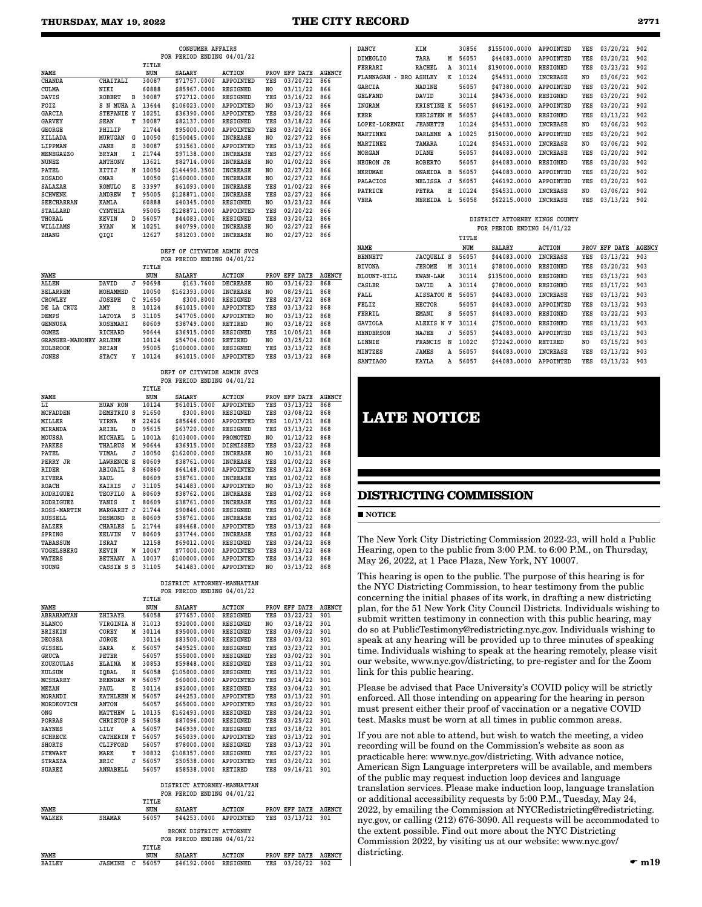### CONSUMER AFFAIRS
FOR PERIOD ENDING 04/01/22

| NAME | | | TITLE NUM | SALARY | ACTION | PROV | EFF DATE | AGENCY |
|---|---|---|---|---|---|---|---|---|
| CHANDA | CHAITALI | | 30087 | $71757.0000 | APPOINTED | YES | 03/20/22 | 866 |
| CULMA | NIKI | | 60888 | $85967.0000 | RESIGNED | NO | 03/11/22 | 866 |
| DAVIS | ROBERT | B | 30087 | $72712.0000 | RESIGNED | YES | 03/16/22 | 866 |
| FOIZ | S N MUHA | A | 13644 | $106023.0000 | APPOINTED | NO | 03/13/22 | 866 |
| GARCIA | STEFANIE | Y | 10251 | $36390.0000 | APPOINTED | YES | 03/20/22 | 866 |
| GARVEY | SEAN | T | 30087 | $82137.0000 | RESIGNED | YES | 03/18/22 | 866 |
| GEORGE | PHILIP | | 21744 | $95000.0000 | APPOINTED | YES | 03/20/22 | 866 |
| KILLADA | MURUGAN | G | 10050 | $150045.0000 | INCREASE | NO | 02/27/22 | 866 |
| LIPPMAN | JANE | E | 30087 | $91563.0000 | APPOINTED | YES | 03/13/22 | 866 |
| MENEGAZZO | BRYAN | I | 21744 | $97138.0000 | INCREASE | YES | 02/27/22 | 866 |
| NUNEZ | ANTHONY | | 13621 | $82714.0000 | INCREASE | NO | 01/02/22 | 866 |
| PATEL | XITIJ | N | 10050 | $144490.3500 | INCREASE | NO | 02/27/22 | 866 |
| ROSADO | OMAR | | 10050 | $160000.0000 | INCREASE | NO | 02/27/22 | 866 |
| SALAZAR | ROMULO | E | 33997 | $61093.0000 | INCREASE | YES | 01/02/22 | 866 |
| SCHWENK | ANDREW | T | 95005 | $128871.0000 | INCREASE | YES | 02/27/22 | 866 |
| SEECHARRAN | KAMLA | | 60888 | $40345.0000 | RESIGNED | NO | 03/23/22 | 866 |
| STALLARD | CYNTHIA | | 95005 | $128871.0000 | APPOINTED | YES | 02/20/22 | 866 |
| THORAL | KEVIN | D | 56057 | $44083.0000 | RESIGNED | YES | 03/20/22 | 866 |
| WILLIAMS | RYAN | M | 10251 | $40799.0000 | INCREASE | NO | 02/27/22 | 866 |
| ZHANG | QIQI | | 12627 | $81203.0000 | INCREASE | NO | 02/27/22 | 866 |

### DEPT OF CITYWIDE ADMIN SVCS
FOR PERIOD ENDING 04/01/22

| NAME | | | TITLE NUM | SALARY | ACTION | PROV | EFF DATE | AGENCY |
|---|---|---|---|---|---|---|---|---|
| ALLEN | DAVID | J | 90698 | $163.7600 | DECREASE | NO | 03/16/22 | 868 |
| BELARREM | MOHAMMED | | 10050 | $162393.0000 | INCREASE | NO | 08/29/21 | 868 |
| CROWLEY | JOSEPH | C | 91650 | $300.8000 | RESIGNED | YES | 02/27/22 | 868 |
| DE LA CRUZ | AMY | R | 10124 | $61015.0000 | APPOINTED | YES | 03/13/22 | 868 |
| DEMPS | LATOYA | S | 31105 | $47705.0000 | APPOINTED | NO | 03/13/22 | 868 |
| GENNUSA | ROSEMARI | | 80609 | $38749.0000 | RETIRED | NO | 03/18/22 | 868 |
| GOMEZ | RICHARD | | 90644 | $36915.0000 | RESIGNED | YES | 10/05/21 | 868 |
| GRANGER-MAHONEY | ARLENE | | 10124 | $54704.0000 | RETIRED | NO | 03/25/22 | 868 |
| HOLBROOK | BRIAN | | 95005 | $100000.0000 | RESIGNED | YES | 03/13/22 | 868 |
| JONES | STACY | Y | 10124 | $61015.0000 | APPOINTED | YES | 03/13/22 | 868 |

### DEPT OF CITYWIDE ADMIN SVCS
FOR PERIOD ENDING 04/01/22

| NAME | | | TITLE NUM | SALARY | ACTION | PROV | EFF DATE | AGENCY |
|---|---|---|---|---|---|---|---|---|
| LI | HUAN RON | | 10124 | $61015.0000 | APPOINTED | YES | 03/13/22 | 868 |
| MCFADDEN | DEMETRIU | S | 91650 | $300.8000 | RESIGNED | YES | 03/08/22 | 868 |
| MILLER | VIRNA | N | 22426 | $85646.0000 | APPOINTED | YES | 10/17/21 | 868 |
| MIRANDA | ARIEL | D | 95615 | $63720.0000 | RESIGNED | YES | 03/13/22 | 868 |
| MOUSSA | MICHAEL | L | 1001A | $103000.0000 | PROMOTED | NO | 01/12/22 | 868 |
| PARKES | THALRUS | M | 90644 | $36915.0000 | DISMISSED | YES | 03/22/22 | 868 |
| PATEL | VIMAL | J | 10050 | $162000.0000 | INCREASE | NO | 10/31/21 | 868 |
| PERRY JR | LAWRENCE | E | 80609 | $38761.0000 | INCREASE | YES | 01/02/22 | 868 |
| RIDER | ABIGAIL | S | 60860 | $64148.0000 | APPOINTED | YES | 03/13/22 | 868 |
| RIVERA | RAUL | | 80609 | $38761.0000 | INCREASE | YES | 01/02/22 | 868 |
| ROACH | KAIRIS | J | 31105 | $41483.0000 | APPOINTED | NO | 03/13/22 | 868 |
| RODRIGUEZ | TEOFILO | A | 80609 | $38762.0000 | INCREASE | YES | 01/02/22 | 868 |
| RODRIGUEZ | YANIS | I | 80609 | $38761.0000 | INCREASE | YES | 01/02/22 | 868 |
| ROSS-MARTIN | MARGARET | J | 21744 | $90846.0000 | RESIGNED | YES | 03/01/22 | 868 |
| RUSSELL | DESMOND | R | 80609 | $38761.0000 | INCREASE | YES | 01/02/22 | 868 |
| SALZER | CHARLES | L | 21744 | $84468.0000 | APPOINTED | YES | 03/13/22 | 868 |
| SPRING | KELVIN | V | 80609 | $37744.0000 | INCREASE | YES | 01/02/22 | 868 |
| TABASSUM | ISRAT | | 12158 | $69012.0000 | RESIGNED | YES | 03/24/22 | 868 |
| VOGELSBERG | KEVIN | W | 10047 | $77000.0000 | APPOINTED | YES | 03/13/22 | 868 |
| WATERS | BETHANY | A | 10037 | $100000.0000 | APPOINTED | YES | 03/14/22 | 868 |
| YOUNG | CASSIE S | S | 31105 | $41483.0000 | APPOINTED | NO | 03/13/22 | 868 |

### DISTRICT ATTORNEY-MANHATTAN
FOR PERIOD ENDING 04/01/22

| NAME | | | TITLE NUM | SALARY | ACTION | PROV | EFF DATE | AGENCY |
|---|---|---|---|---|---|---|---|---|
| ABRAHAMYAN | ZHIRAYR | | 56058 | $77657.0000 | RESIGNED | YES | 03/22/22 | 901 |
| BLANCO | VIRGINIA | N | 31013 | $92000.0000 | RESIGNED | NO | 03/18/22 | 901 |
| BRISKIN | COREY | M | 30114 | $95000.0000 | RESIGNED | YES | 03/09/22 | 901 |
| DEOSSA | JORGE | | 30114 | $83500.0000 | RESIGNED | YES | 03/03/22 | 901 |
| GISSEL | SARA | K | 56057 | $49525.0000 | RESIGNED | YES | 03/23/22 | 901 |
| GRUCA | PETER | | 56057 | $55000.0000 | RESIGNED | YES | 03/02/22 | 901 |
| KOUKOULAS | ELAINA | M | 30853 | $59848.0000 | RESIGNED | YES | 03/11/22 | 901 |
| KULSUM | IQBAL | H | 56058 | $105000.0000 | RESIGNED | YES | 03/13/22 | 901 |
| MCSHARRY | BRENDAN | W | 56057 | $60000.0000 | APPOINTED | YES | 03/14/22 | 901 |
| MEZAN | PAUL | E | 30114 | $92000.0000 | RESIGNED | YES | 03/04/22 | 901 |
| MORANDI | KATHLEEN | M | 56057 | $44253.0000 | APPOINTED | YES | 03/13/22 | 901 |
| MORDKOVICH | ANTON | | 56057 | $65000.0000 | APPOINTED | YES | 03/20/22 | 901 |
| ONG | MATTHEW | L | 10135 | $162493.0000 | RESIGNED | YES | 03/24/22 | 901 |
| PORRAS | CHRISTOP | S | 56058 | $87096.0000 | RESIGNED | YES | 03/25/22 | 901 |
| RAYNES | LILY | A | 56057 | $46939.0000 | RESIGNED | YES | 03/18/22 | 901 |
| SCHRECK | CATHERIN | T | 56057 | $65039.0000 | APPOINTED | YES | 03/13/22 | 901 |
| SHORTS | CLIFFORD | | 56057 | $78000.0000 | RESIGNED | YES | 03/13/22 | 901 |
| STEWART | MARK | T | 30832 | $108357.0000 | RESIGNED | YES | 02/27/22 | 901 |
| STRAZZA | ERIC | J | 56057 | $50538.0000 | APPOINTED | YES | 03/20/22 | 901 |
| SUAREZ | ANNABELL | | 56057 | $58538.0000 | RETIRED | YES | 09/16/21 | 901 |

### DISTRICT ATTORNEY-MANHATTAN
FOR PERIOD ENDING 04/01/22

| NAME | | | TITLE NUM | SALARY | ACTION | PROV | EFF DATE | AGENCY |
|---|---|---|---|---|---|---|---|---|
| WALKER | SHAMAR | | 56057 | $44253.0000 | APPOINTED | YES | 03/13/22 | 901 |

### BRONX DISTRICT ATTORNEY
FOR PERIOD ENDING 04/01/22

| NAME | | | TITLE NUM | SALARY | ACTION | PROV | EFF DATE | AGENCY |
|---|---|---|---|---|---|---|---|---|
| BAILEY | JASMINE | C | 56057 | $46192.0000 | RESIGNED | YES | 03/20/22 | 902 |
| DANCY | KIM | | 30856 | $155000.0000 | APPOINTED | YES | 03/20/22 | 902 |
| DIMEGLIO | TARA | M | 56057 | $44083.0000 | APPOINTED | YES | 03/20/22 | 902 |
| FERRARI | RACHEL | A | 30114 | $190000.0000 | RESIGNED | YES | 03/23/22 | 902 |
| FLANNAGAN - BRO | ASHLEY | K | 10124 | $54531.0000 | INCREASE | NO | 03/06/22 | 902 |
| GARCIA | NADINE | | 56057 | $47380.0000 | APPOINTED | YES | 03/20/22 | 902 |
| GELFAND | DAVID | | 30114 | $84736.0000 | RESIGNED | YES | 03/20/22 | 902 |
| INGRAM | KRISTINE | K | 56057 | $46192.0000 | APPOINTED | YES | 03/20/22 | 902 |
| KERR | KHRISTEN | M | 56057 | $44083.0000 | RESIGNED | YES | 03/13/22 | 902 |
| LOPEZ-LORENZI | JEANETTE | | 10124 | $54531.0000 | INCREASE | NO | 03/06/22 | 902 |
| MARTINEZ | DARLENE | A | 10025 | $150000.0000 | APPOINTED | YES | 03/20/22 | 902 |
| MARTINEZ | TAMARA | | 10124 | $54531.0000 | INCREASE | NO | 03/06/22 | 902 |
| MORGAN | DIANE | | 56057 | $44083.0000 | INCREASE | YES | 03/20/22 | 902 |
| NEGRON JR | ROBERTO | | 56057 | $44083.0000 | RESIGNED | YES | 03/20/22 | 902 |
| NKRUMAH | ONAEIDA | B | 56057 | $44083.0000 | APPOINTED | YES | 03/20/22 | 902 |
| PALACIOS | MELISSA | J | 56057 | $46192.0000 | APPOINTED | YES | 03/20/22 | 902 |
| PATRICE | PETRA | H | 10124 | $54531.0000 | INCREASE | NO | 03/06/22 | 902 |
| VERA | NEREIDA | L | 56058 | $62215.0000 | INCREASE | YES | 03/13/22 | 902 |

### DISTRICT ATTORNEY KINGS COUNTY
FOR PERIOD ENDING 04/01/22

| NAME | | | TITLE NUM | SALARY | ACTION | PROV | EFF DATE | AGENCY |
|---|---|---|---|---|---|---|---|---|
| BENNETT | JACQUELI | S | 56057 | $44083.0000 | INCREASE | YES | 03/13/22 | 903 |
| BIVONA | JEROME | M | 30114 | $78000.0000 | RESIGNED | YES | 03/20/22 | 903 |
| BLOUNT-HILL | KWAN-LAM | | 30114 | $135000.0000 | RESIGNED | YES | 03/13/22 | 903 |
| CASLER | DAVID | A | 30114 | $78000.0000 | RESIGNED | YES | 03/17/22 | 903 |
| FALL | AISSATOU | M | 56057 | $44083.0000 | INCREASE | YES | 03/13/22 | 903 |
| FELIZ | HECTOR | | 56057 | $44083.0000 | APPOINTED | YES | 03/13/22 | 903 |
| FERRIL | EMANI | S | 56057 | $44083.0000 | RESIGNED | YES | 03/22/22 | 903 |
| GAVIOLA | ALEXIS N | V | 30114 | $75000.0000 | RESIGNED | YES | 03/13/22 | 903 |
| HENDERSON | NAJEE | J | 56057 | $44083.0000 | APPOINTED | YES | 03/13/22 | 903 |
| LINNIE | FRANCIS | N | 1002C | $72242.0000 | RETIRED | NO | 03/15/22 | 903 |
| MINTZES | JAMES | A | 56057 | $44083.0000 | INCREASE | YES | 03/13/22 | 903 |
| SANTIAGO | KAYLA | A | 56057 | $44083.0000 | APPOINTED | YES | 03/13/22 | 903 |

# LATE NOTICE

## DISTRICTING COMMISSION

■ **NOTICE**

The New York City Districting Commission 2022-23, will hold a Public Hearing, open to the public from 3:00 P.M. to 6:00 P.M., on Thursday, May 26, 2022, at 1 Pace Plaza, New York, NY 10007.

This hearing is open to the public. The purpose of this hearing is for the NYC Districting Commission, to hear testimony from the public concerning the initial phases of its work, in drafting a new districting plan, for the 51 New York City Council Districts. Individuals wishing to submit written testimony in connection with this public hearing, may do so at PublicTestimony@redistricting.nyc.gov. Individuals wishing to speak at any hearing will be provided up to three minutes of speaking time. Individuals wishing to speak at the hearing remotely, please visit our website, www.nyc.gov/districting, to pre-register and for the Zoom link for this public hearing.

Please be advised that Pace University's COVID policy will be strictly enforced. All those intending on appearing for the hearing in person must present either their proof of vaccination or a negative COVID test. Masks must be worn at all times in public common areas.

If you are not able to attend, but wish to watch the meeting, a video recording will be found on the Commission's website as soon as practicable here: www.nyc.gov/districting. With advance notice, American Sign Language interpreters will be available, and members of the public may request induction loop devices and language translation services. Please make induction loop, language translation or additional accessibility requests by 5:00 P.M., Tuesday, May 24, 2022, by emailing the Commission at NYCRedistricting@redistricting.nyc.gov, or calling (212) 676-3090. All requests will be accommodated to the extent possible. Find out more about the NYC Districting Commission 2022, by visiting us at our website: www.nyc.gov/districting.

☛ m19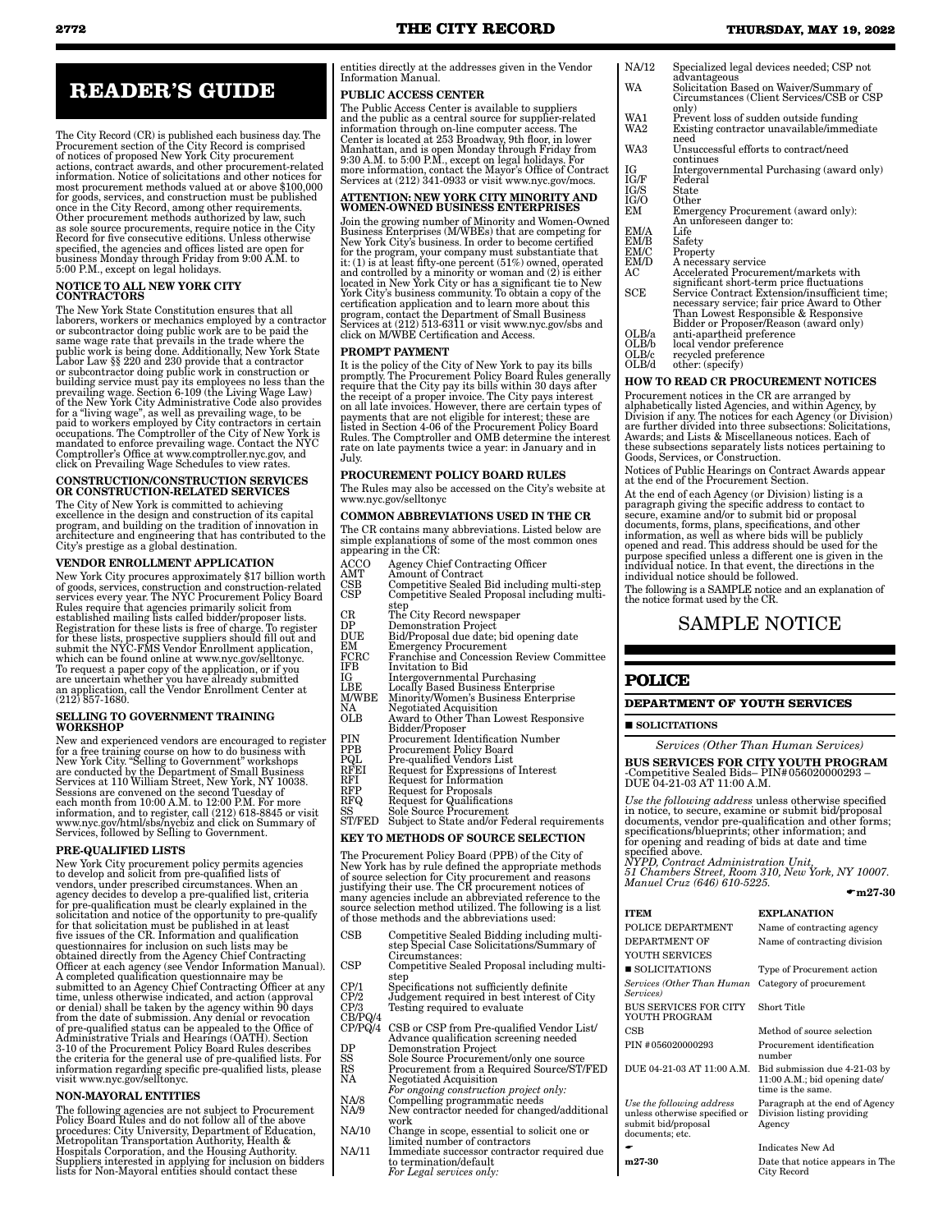# READER'S GUIDE

The City Record (CR) is published each business day. The Procurement section of the City Record is comprised of notices of proposed New York City procurement actions, contract awards, and other procurement-related information. Notice of solicitations and other notices for most procurement methods valued at or above $100,000 for goods, services, and construction must be published once in the City Record, among other requirements. Other procurement methods authorized by law, such as sole source procurements, require notice in the City Record for five consecutive editions. Unless otherwise specified, the agencies and offices listed are open for business Monday through Friday from 9:00 A.M. to 5:00 P.M., except on legal holidays.

### NOTICE TO ALL NEW YORK CITY CONTRACTORS

The New York State Constitution ensures that all laborers, workers or mechanics employed by a contractor or subcontractor doing public work are to be paid the same wage rate that prevails in the trade where the public work is being done. Additionally, New York State Labor Law §§ 220 and 230 provide that a contractor or subcontractor doing public work in construction or building service must pay its employees no less than the prevailing wage. Section 6-109 (the Living Wage Law) of the New York City Administrative Code also provides for a "living wage", as well as prevailing wage, to be paid to workers employed by City contractors in certain occupations. The Comptroller of the City of New York is mandated to enforce prevailing wage. Contact the NYC Comptroller's Office at www.comptroller.nyc.gov, and click on Prevailing Wage Schedules to view rates.

### CONSTRUCTION/CONSTRUCTION SERVICES OR CONSTRUCTION-RELATED SERVICES

The City of New York is committed to achieving excellence in the design and construction of its capital program, and building on the tradition of innovation in architecture and engineering that has contributed to the City's prestige as a global destination.

### VENDOR ENROLLMENT APPLICATION

New York City procures approximately $17 billion worth of goods, services, construction and construction-related services every year. The NYC Procurement Policy Board Rules require that agencies primarily solicit from established mailing lists called bidder/proposer lists. Registration for these lists is free of charge. To register for these lists, prospective suppliers should fill out and submit the NYC-FMS Vendor Enrollment application, which can be found online at www.nyc.gov/selltonyc. To request a paper copy of the application, or if you are uncertain whether you have already submitted an application, call the Vendor Enrollment Center at (212) 857-1680.

### SELLING TO GOVERNMENT TRAINING WORKSHOP

New and experienced vendors are encouraged to register for a free training course on how to do business with New York City. "Selling to Government" workshops are conducted by the Department of Small Business Services at 110 William Street, New York, NY 10038. Sessions are convened on the second Tuesday of each month from 10:00 A.M. to 12:00 P.M. For more information, and to register, call (212) 618-8845 or visit www.nyc.gov/html/sbs/nycbiz and click on Summary of Services, followed by Selling to Government.

### PRE-QUALIFIED LISTS

New York City procurement policy permits agencies to develop and solicit from pre-qualified lists of vendors, under prescribed circumstances. When an agency decides to develop a pre-qualified list, criteria for pre-qualification must be clearly explained in the solicitation and notice of the opportunity to pre-qualify for that solicitation must be published in at least five issues of the CR. Information and qualification questionnaires for inclusion on such lists may be obtained directly from the Agency Chief Contracting Officer at each agency (see Vendor Information Manual). A completed qualification questionnaire may be submitted to an Agency Chief Contracting Officer at any time, unless otherwise indicated, and action (approval or denial) shall be taken by the agency within 90 days from the date of submission. Any denial or revocation of pre-qualified status can be appealed to the Office of Administrative Trials and Hearings (OATH). Section 3-10 of the Procurement Policy Board Rules describes the criteria for the general use of pre-qualified lists. For information regarding specific pre-qualified lists, please visit www.nyc.gov/selltonyc.

### NON-MAYORAL ENTITIES

The following agencies are not subject to Procurement Policy Board Rules and do not follow all of the above procedures: City University, Department of Education, Metropolitan Transportation Authority, Health & Hospitals Corporation, and the Housing Authority. Suppliers interested in applying for inclusion on bidders lists for Non-Mayoral entities should contact these entities directly at the addresses given in the Vendor Information Manual.

### PUBLIC ACCESS CENTER

The Public Access Center is available to suppliers and the public as a central source for supplier-related information through on-line computer access. The Center is located at 253 Broadway, 9th floor, in lower Manhattan, and is open Monday through Friday from 9:30 A.M. to 5:00 P.M., except on legal holidays. For more information, contact the Mayor's Office of Contract Services at (212) 341-0933 or visit www.nyc.gov/mocs.

### ATTENTION: NEW YORK CITY MINORITY AND WOMEN-OWNED BUSINESS ENTERPRISES

Join the growing number of Minority and Women-Owned Business Enterprises (M/WBEs) that are competing for New York City's business. In order to become certified for the program, your company must substantiate that it: (1) is at least fifty-one percent (51%) owned, operated and controlled by a minority or woman and (2) is either located in New York City or has a significant tie to New York City's business community. To obtain a copy of the certification application and to learn more about this program, contact the Department of Small Business Services at (212) 513-6311 or visit www.nyc.gov/sbs and click on M/WBE Certification and Access.

### PROMPT PAYMENT

It is the policy of the City of New York to pay its bills promptly. The Procurement Policy Board Rules generally require that the City pay its bills within 30 days after the receipt of a proper invoice. The City pays interest on all late invoices. However, there are certain types of payments that are not eligible for interest; these are listed in Section 4-06 of the Procurement Policy Board Rules. The Comptroller and OMB determine the interest rate on late payments twice a year: in January and in July.

### PROCUREMENT POLICY BOARD RULES

The Rules may also be accessed on the City's website at www.nyc.gov/selltonyc

### COMMON ABBREVIATIONS USED IN THE CR

The CR contains many abbreviations. Listed below are simple explanations of some of the most common ones appearing in the CR:

| | |
|---|---|
| ACCO | Agency Chief Contracting Officer |
| AMT | Amount of Contract |
| CSB | Competitive Sealed Bid including multi-step |
| CSP | Competitive Sealed Proposal including multi-step |
| CR | The City Record newspaper |
| DP | Demonstration Project |
| DUE | Bid/Proposal due date; bid opening date |
| EM | Emergency Procurement |
| FCRC | Franchise and Concession Review Committee |
| IFB | Invitation to Bid |
| IG | Intergovernmental Purchasing |
| LBE | Locally Based Business Enterprise |
| M/WBE | Minority/Women's Business Enterprise |
| NA | Negotiated Acquisition |
| OLB | Award to Other Than Lowest Responsive Bidder/Proposer |
| PIN | Procurement Identification Number |
| PPB | Procurement Policy Board |
| PQL | Pre-qualified Vendors List |
| RFEI | Request for Expressions of Interest |
| RFI | Request for Information |
| RFP | Request for Proposals |
| RFQ | Request for Qualifications |
| SS | Sole Source Procurement |
| ST/FED | Subject to State and/or Federal requirements |

### KEY TO METHODS OF SOURCE SELECTION

The Procurement Policy Board (PPB) of the City of New York has by rule defined the appropriate methods of source selection for City procurement and reasons justifying their use. The CR procurement notices of many agencies include an abbreviated reference to the source selection method utilized. The following is a list of those methods and the abbreviations used:

| | |
|---|---|
| CSB | Competitive Sealed Bidding including multi-step Special Case Solicitations/Summary of Circumstances: |
| CSP | Competitive Sealed Proposal including multi-step |
| CP/1 | Specifications not sufficiently definite |
| CP/2 | Judgement required in best interest of City |
| CP/3 | Testing required to evaluate |
| CB/PQ/4 | |
| CP/PQ/4 | CSB or CSP from Pre-qualified Vendor List/ Advance qualification screening needed |
| DP | Demonstration Project |
| SS | Sole Source Procurement/only one source |
| RS | Procurement from a Required Source/ST/FED |
| NA | Negotiated Acquisition |
| | *For ongoing construction project only:* |
| NA/8 | Compelling programmatic needs |
| NA/9 | New contractor needed for changed/additional work |
| NA/10 | Change in scope, essential to solicit one or limited number of contractors |
| NA/11 | Immediate successor contractor required due to termination/default |
| | *For Legal services only:* |
| NA/12 | Specialized legal devices needed; CSP not advantageous |
| WA | Solicitation Based on Waiver/Summary of Circumstances (Client Services/CSB or CSP only) |
| WA1 | Prevent loss of sudden outside funding |
| WA2 | Existing contractor unavailable/immediate need |
| WA3 | Unsuccessful efforts to contract/need continues |
| IG | Intergovernmental Purchasing (award only) |
| IG/F | Federal |
| IG/S | State |
| IG/O | Other |
| EM | Emergency Procurement (award only): An unforeseen danger to: |
| EM/A | Life |
| EM/B | Safety |
| EM/C | Property |
| EM/D | A necessary service |
| AC | Accelerated Procurement/markets with significant short-term price fluctuations |
| SCE | Service Contract Extension/insufficient time; necessary service; fair price Award to Other Than Lowest Responsible & Responsive Bidder or Proposer/Reason (award only) |
| OLB/a | anti-apartheid preference |
| OLB/b | local vendor preference |
| OLB/c | recycled preference |
| OLB/d | other: (specify) |

### HOW TO READ CR PROCUREMENT NOTICES

Procurement notices in the CR are arranged by alphabetically listed Agencies, and within Agency, by Division if any. The notices for each Agency (or Division) are further divided into three subsections: Solicitations, Awards; and Lists & Miscellaneous notices. Each of these subsections separately lists notices pertaining to Goods, Services, or Construction.

Notices of Public Hearings on Contract Awards appear at the end of the Procurement Section.

At the end of each Agency (or Division) listing is a paragraph giving the specific address to contact to secure, examine and/or to submit bid or proposal documents, forms, plans, specifications, and other information, as well as where bids will be publicly opened and read. This address should be used for the purpose specified unless a different one is given in the individual notice. In that event, the directions in the individual notice should be followed.

The following is a SAMPLE notice and an explanation of the notice format used by the CR.

# SAMPLE NOTICE

## POLICE

### DEPARTMENT OF YOUTH SERVICES

■ **SOLICITATIONS**

*Services (Other Than Human Services)*

**BUS SERVICES FOR CITY YOUTH PROGRAM** -Competitive Sealed Bids– PIN# 056020000293 – DUE 04-21-03 AT 11:00 A.M.

*Use the following address* unless otherwise specified in notice, to secure, examine or submit bid/proposal documents, vendor pre-qualification and other forms; specifications/blueprints; other information; and for opening and reading of bids at date and time specified above.
*NYPD, Contract Administration Unit, 51 Chambers Street, Room 310, New York, NY 10007. Manuel Cruz (646) 610-5225.*

☛ **m27-30**

| ITEM | EXPLANATION |
|---|---|
| POLICE DEPARTMENT | Name of contracting agency |
| DEPARTMENT OF YOUTH SERVICES | Name of contracting division |
| ■ SOLICITATIONS | Type of Procurement action |
| *Services (Other Than Human Services)* | Category of procurement |
| BUS SERVICES FOR CITY YOUTH PROGRAM | Short Title |
| CSB | Method of source selection |
| PIN #056020000293 | Procurement identification number |
| DUE 04-21-03 AT 11:00 A.M. | Bid submission due 4-21-03 by 11:00 A.M.; bid opening date/ time is the same. |
| *Use the following address unless otherwise specified or submit bid/proposal documents; etc.* | Paragraph at the end of Agency Division listing providing Agency |
| ☛ | Indicates New Ad |
| **m27-30** | Date that notice appears in The City Record |